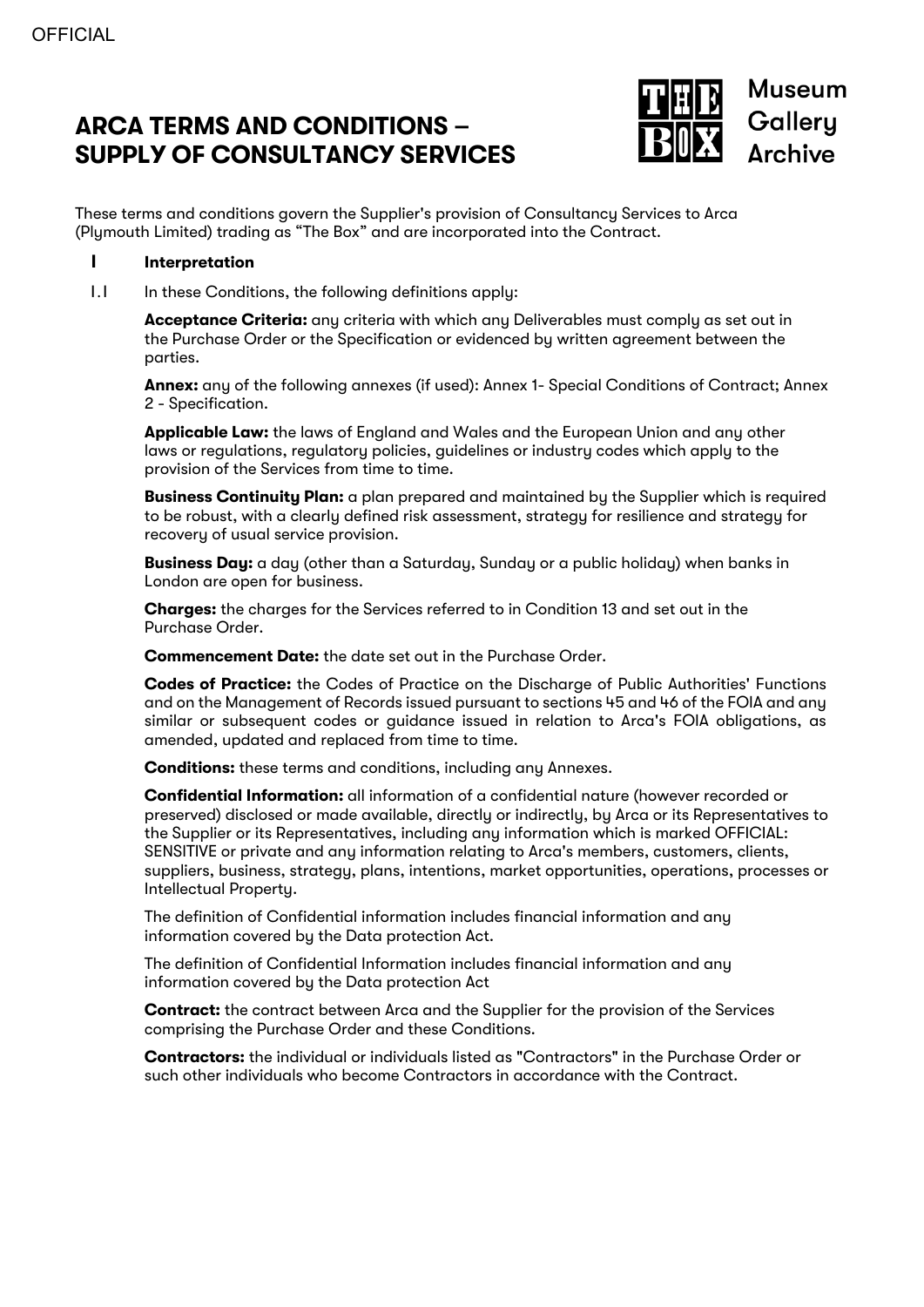# ARCA TERMS AND CONDITIONS – SUPPLY OF CONSULTANCY SERVICES

These terms and conditions govern the Supplier's provision of Consultancy Services to Arca (Plymouth Limited) trading as "The Box" and are incorporated into the Contract.

## 1 Interpretation

1.1 In these Conditions, the following definitions apply:

**Acceptance Criteria:** any criteria with which any Deliverables must comply as set out in the Purchase Order or the Specification or evidenced by written agreement between the parties.

**Annex:** any of the following annexes (if used): Annex 1- Special Conditions of Contract; Annex 2 - Specification.

**Applicable Law:** the laws of England and Wales and the European Union and any other laws or regulations, regulatory policies, guidelines or industry codes which apply to the provision of the Services from time to time.

**Business Continuity Plan:** a plan prepared and maintained by the Supplier which is required to be robust, with a clearly defined risk assessment, strategy for resilience and strategy for recovery of usual service provision.

**Business Day:** a day (other than a Saturday, Sunday or a public holiday) when banks in London are open for business.

**Charges:** the charges for the Services referred to in Condition 13 and set out in the Purchase Order.

**Commencement Date:** the date set out in the Purchase Order.

**Codes of Practice:** the Codes of Practice on the Discharge of Public Authorities' Functions and on the Management of Records issued pursuant to sections 45 and 46 of the FOIA and any similar or subsequent codes or guidance issued in relation to Arca's FOIA obligations, as amended, updated and replaced from time to time.

**Conditions:** these terms and conditions, including any Annexes.

**Confidential Information:** all information of a confidential nature (however recorded or preserved) disclosed or made available, directly or indirectly, by Arca or its Representatives to the Supplier or its Representatives, including any information which is marked OFFICIAL: SENSITIVE or private and any information relating to Arca's members, customers, clients, suppliers, business, strategy, plans, intentions, market opportunities, operations, processes or Intellectual Property.

The definition of Confidential information includes financial information and any information covered by the Data protection Act.

The definition of Confidential Information includes financial information and any information covered by the Data protection Act

**Contract:** the contract between Arca and the Supplier for the provision of the Services comprising the Purchase Order and these Conditions.

**Contractors:** the individual or individuals listed as "Contractors" in the Purchase Order or such other individuals who become Contractors in accordance with the Contract.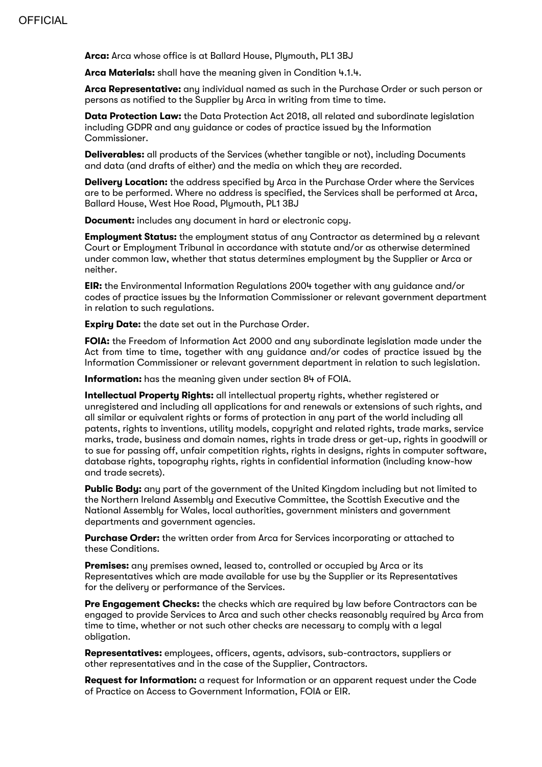**Arca:** Arca whose office is at Ballard House, Plymouth, PL1 3BJ

**Arca Materials:** shall have the meaning given in Condition 4.1.4.

**Arca Representative:** any individual named as such in the Purchase Order or such person or persons as notified to the Supplier by Arca in writing from time to time.

**Data Protection Law:** the Data Protection Act 2018, all related and subordinate legislation including GDPR and any guidance or codes of practice issued by the Information Commissioner.

**Deliverables:** all products of the Services (whether tangible or not), including Documents and data (and drafts of either) and the media on which they are recorded.

**Delivery Location:** the address specified by Arca in the Purchase Order where the Services are to be performed. Where no address is specified, the Services shall be performed at Arca, Ballard House, West Hoe Road, Plymouth, PL1 3BJ

**Document:** includes any document in hard or electronic copy.

**Employment Status:** the employment status of any Contractor as determined by a relevant Court or Employment Tribunal in accordance with statute and/or as otherwise determined under common law, whether that status determines employment by the Supplier or Arca or neither.

**EIR:** the Environmental Information Regulations 2004 together with any guidance and/or codes of practice issues by the Information Commissioner or relevant government department in relation to such regulations.

**Expiry Date:** the date set out in the Purchase Order.

**FOIA:** the Freedom of Information Act 2000 and any subordinate legislation made under the Act from time to time, together with any guidance and/or codes of practice issued by the Information Commissioner or relevant government department in relation to such legislation.

**Information:** has the meaning given under section 84 of FOIA.

**Intellectual Property Rights:** all intellectual property rights, whether registered or unregistered and including all applications for and renewals or extensions of such rights, and all similar or equivalent rights or forms of protection in any part of the world including all patents, rights to inventions, utility models, copyright and related rights, trade marks, service marks, trade, business and domain names, rights in trade dress or get-up, rights in goodwill or to sue for passing off, unfair competition rights, rights in designs, rights in computer software, database rights, topography rights, rights in confidential information (including know-how and trade secrets).

**Public Body:** any part of the government of the United Kingdom including but not limited to the Northern Ireland Assembly and Executive Committee, the Scottish Executive and the National Assembly for Wales, local authorities, government ministers and government departments and government agencies.

**Purchase Order:** the written order from Arca for Services incorporating or attached to these Conditions.

**Premises:** any premises owned, leased to, controlled or occupied by Arca or its Representatives which are made available for use by the Supplier or its Representatives for the delivery or performance of the Services.

**Pre Engagement Checks:** the checks which are required by law before Contractors can be engaged to provide Services to Arca and such other checks reasonably required by Arca from time to time, whether or not such other checks are necessary to comply with a legal obligation.

**Representatives:** employees, officers, agents, advisors, sub-contractors, suppliers or other representatives and in the case of the Supplier, Contractors.

**Request for Information:** a request for Information or an apparent request under the Code of Practice on Access to Government Information, FOIA or EIR.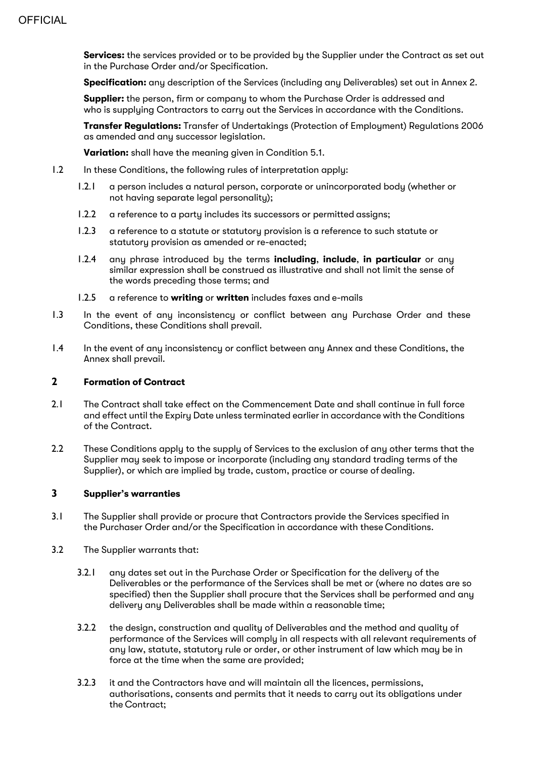**Services:** the services provided or to be provided by the Supplier under the Contract as set out in the Purchase Order and/or Specification.

**Specification:** any description of the Services (including any Deliverables) set out in Annex 2.

**Supplier:** the person, firm or company to whom the Purchase Order is addressed and who is supplying Contractors to carry out the Services in accordance with the Conditions.

**Transfer Regulations:** Transfer of Undertakings (Protection of Employment) Regulations 2006 as amended and any successor legislation.

**Variation:** shall have the meaning given in Condition 5.1.

1.2 In these Conditions, the following rules of interpretation apply:

1.2.1 a person includes a natural person, corporate or unincorporated body (whether or not having separate legal personality);

1.2.2 a reference to a party includes its successors or permitted assigns;

1.2.3 a reference to a statute or statutory provision is a reference to such statute or statutory provision as amended or re-enacted;

1.2.4 any phrase introduced by the terms **including**, **include**, **in particular** or any similar expression shall be construed as illustrative and shall not limit the sense of the words preceding those terms; and

1.2.5 a reference to **writing** or **written** includes faxes and e-mails

1.3 In the event of any inconsistency or conflict between any Purchase Order and these Conditions, these Conditions shall prevail.

1.4 In the event of any inconsistency or conflict between any Annex and these Conditions, the Annex shall prevail.

## 2 Formation of Contract

2.1 The Contract shall take effect on the Commencement Date and shall continue in full force and effect until the Expiry Date unless terminated earlier in accordance with the Conditions of the Contract.

2.2 These Conditions apply to the supply of Services to the exclusion of any other terms that the Supplier may seek to impose or incorporate (including any standard trading terms of the Supplier), or which are implied by trade, custom, practice or course of dealing.

## 3 Supplier's warranties

3.1 The Supplier shall provide or procure that Contractors provide the Services specified in the Purchaser Order and/or the Specification in accordance with these Conditions.

3.2 The Supplier warrants that:

3.2.1 any dates set out in the Purchase Order or Specification for the delivery of the Deliverables or the performance of the Services shall be met or (where no dates are so specified) then the Supplier shall procure that the Services shall be performed and any delivery any Deliverables shall be made within a reasonable time;

3.2.2 the design, construction and quality of Deliverables and the method and quality of performance of the Services will comply in all respects with all relevant requirements of any law, statute, statutory rule or order, or other instrument of law which may be in force at the time when the same are provided;

3.2.3 it and the Contractors have and will maintain all the licences, permissions, authorisations, consents and permits that it needs to carry out its obligations under the Contract;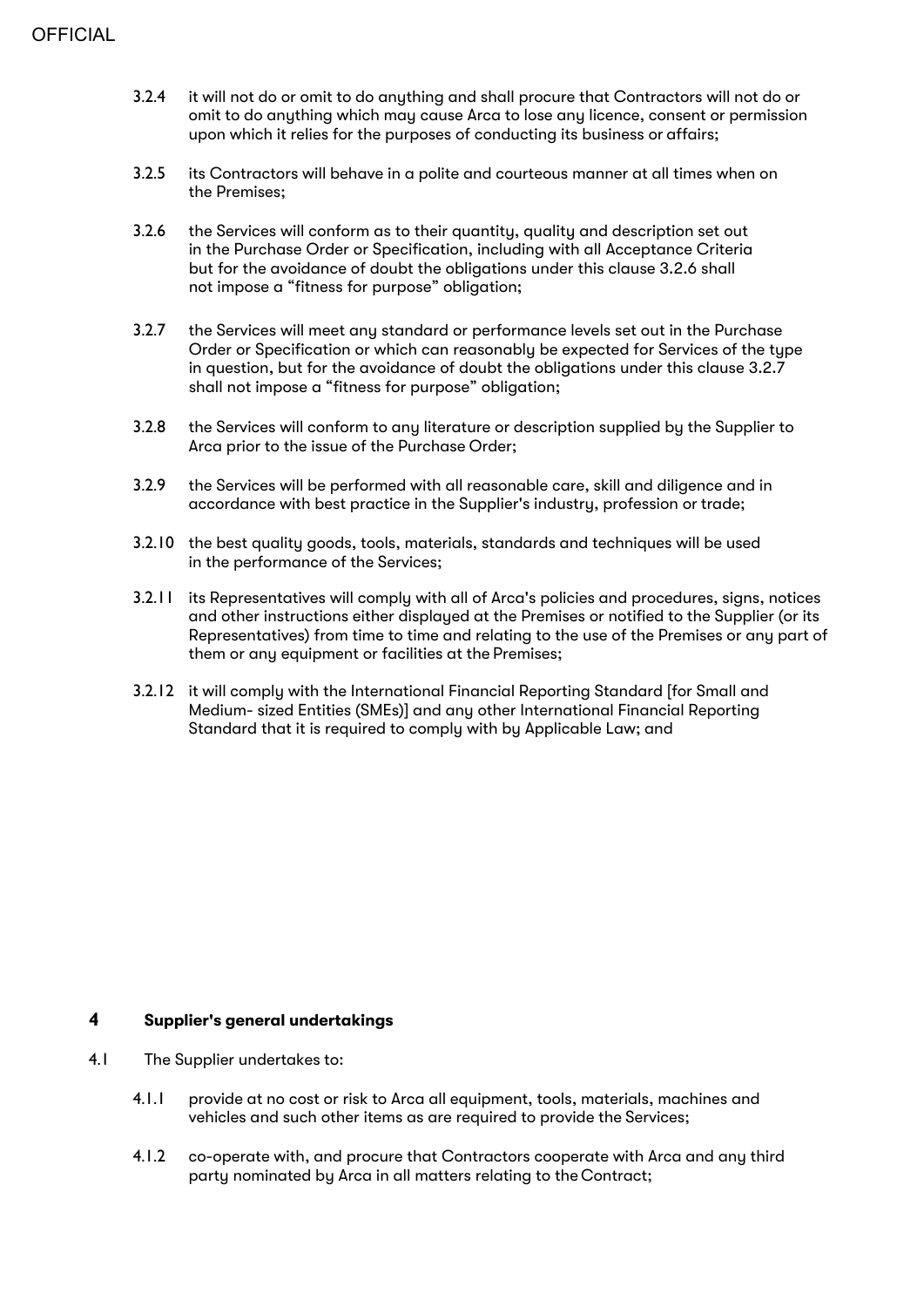3.2.4 it will not do or omit to do anything and shall procure that Contractors will not do or omit to do anything which may cause Arca to lose any licence, consent or permission upon which it relies for the purposes of conducting its business or affairs;

3.2.5 its Contractors will behave in a polite and courteous manner at all times when on the Premises;

3.2.6 the Services will conform as to their quantity, quality and description set out in the Purchase Order or Specification, including with all Acceptance Criteria but for the avoidance of doubt the obligations under this clause 3.2.6 shall not impose a "fitness for purpose" obligation;

3.2.7 the Services will meet any standard or performance levels set out in the Purchase Order or Specification or which can reasonably be expected for Services of the type in question, but for the avoidance of doubt the obligations under this clause 3.2.7 shall not impose a "fitness for purpose" obligation;

3.2.8 the Services will conform to any literature or description supplied by the Supplier to Arca prior to the issue of the Purchase Order;

3.2.9 the Services will be performed with all reasonable care, skill and diligence and in accordance with best practice in the Supplier's industry, profession or trade;

3.2.10 the best quality goods, tools, materials, standards and techniques will be used in the performance of the Services;

3.2.11 its Representatives will comply with all of Arca's policies and procedures, signs, notices and other instructions either displayed at the Premises or notified to the Supplier (or its Representatives) from time to time and relating to the use of the Premises or any part of them or any equipment or facilities at the Premises;

3.2.12 it will comply with the International Financial Reporting Standard [for Small and Medium- sized Entities (SMEs)] and any other International Financial Reporting Standard that it is required to comply with by Applicable Law; and

## 4 Supplier's general undertakings

4.1 The Supplier undertakes to:

4.1.1 provide at no cost or risk to Arca all equipment, tools, materials, machines and vehicles and such other items as are required to provide the Services;

4.1.2 co-operate with, and procure that Contractors cooperate with Arca and any third party nominated by Arca in all matters relating to the Contract;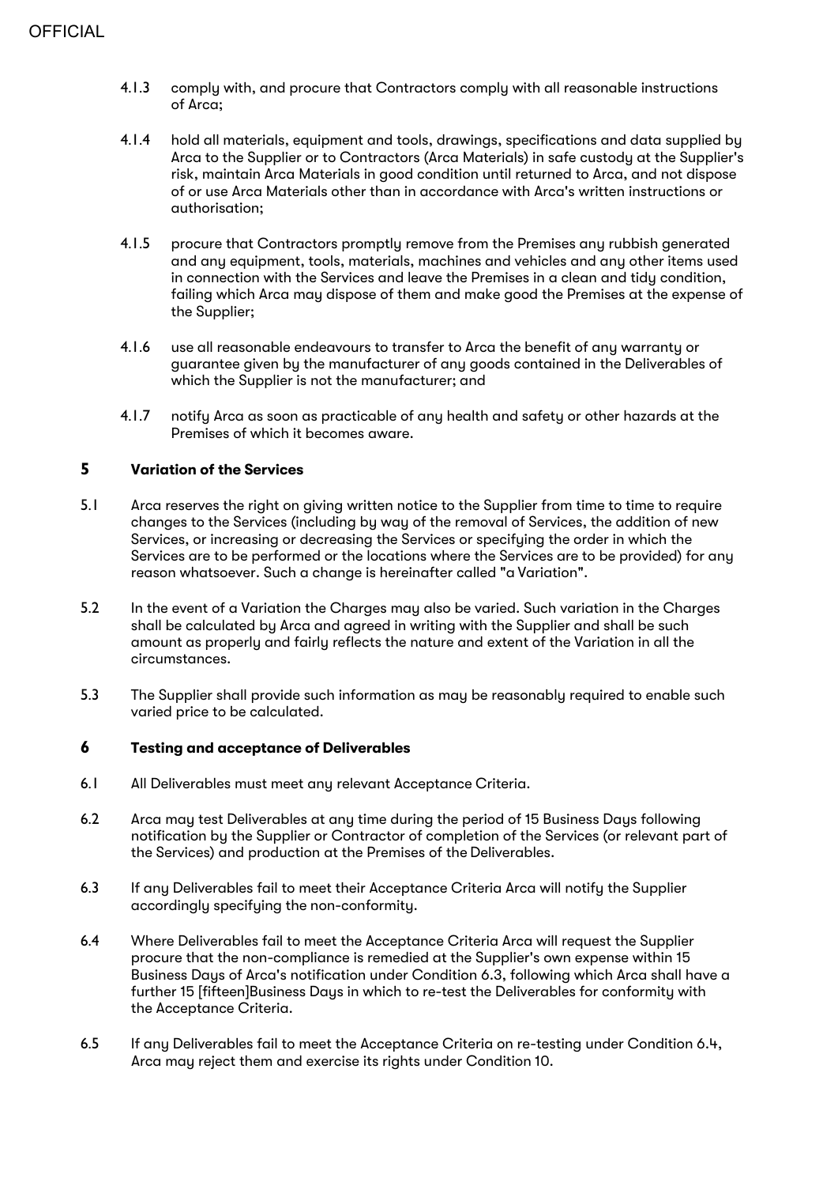4.1.3 comply with, and procure that Contractors comply with all reasonable instructions of Arca;

4.1.4 hold all materials, equipment and tools, drawings, specifications and data supplied by Arca to the Supplier or to Contractors (Arca Materials) in safe custody at the Supplier's risk, maintain Arca Materials in good condition until returned to Arca, and not dispose of or use Arca Materials other than in accordance with Arca's written instructions or authorisation;

4.1.5 procure that Contractors promptly remove from the Premises any rubbish generated and any equipment, tools, materials, machines and vehicles and any other items used in connection with the Services and leave the Premises in a clean and tidy condition, failing which Arca may dispose of them and make good the Premises at the expense of the Supplier;

4.1.6 use all reasonable endeavours to transfer to Arca the benefit of any warranty or guarantee given by the manufacturer of any goods contained in the Deliverables of which the Supplier is not the manufacturer; and

4.1.7 notify Arca as soon as practicable of any health and safety or other hazards at the Premises of which it becomes aware.

## 5 Variation of the Services

5.1 Arca reserves the right on giving written notice to the Supplier from time to time to require changes to the Services (including by way of the removal of Services, the addition of new Services, or increasing or decreasing the Services or specifying the order in which the Services are to be performed or the locations where the Services are to be provided) for any reason whatsoever. Such a change is hereinafter called "a Variation".

5.2 In the event of a Variation the Charges may also be varied. Such variation in the Charges shall be calculated by Arca and agreed in writing with the Supplier and shall be such amount as properly and fairly reflects the nature and extent of the Variation in all the circumstances.

5.3 The Supplier shall provide such information as may be reasonably required to enable such varied price to be calculated.

## 6 Testing and acceptance of Deliverables

6.1 All Deliverables must meet any relevant Acceptance Criteria.

6.2 Arca may test Deliverables at any time during the period of 15 Business Days following notification by the Supplier or Contractor of completion of the Services (or relevant part of the Services) and production at the Premises of the Deliverables.

6.3 If any Deliverables fail to meet their Acceptance Criteria Arca will notify the Supplier accordingly specifying the non-conformity.

6.4 Where Deliverables fail to meet the Acceptance Criteria Arca will request the Supplier procure that the non-compliance is remedied at the Supplier's own expense within 15 Business Days of Arca's notification under Condition 6.3, following which Arca shall have a further 15 [fifteen]Business Days in which to re-test the Deliverables for conformity with the Acceptance Criteria.

6.5 If any Deliverables fail to meet the Acceptance Criteria on re-testing under Condition 6.4, Arca may reject them and exercise its rights under Condition 10.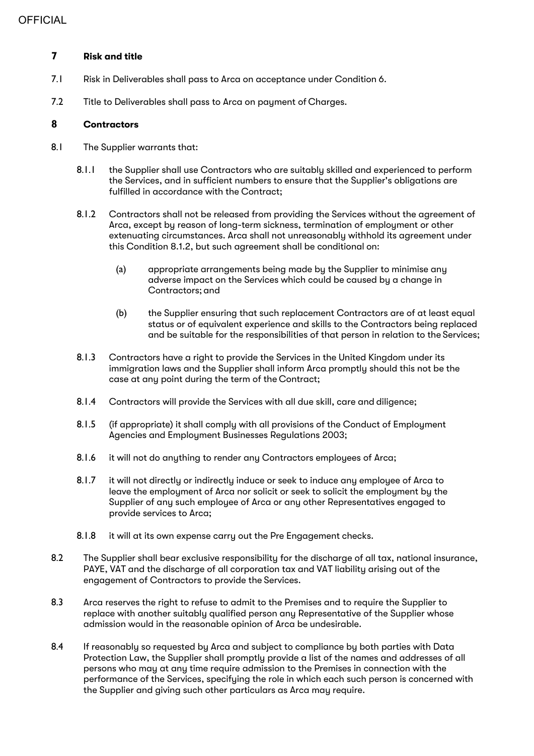## 7 Risk and title

7.1 Risk in Deliverables shall pass to Arca on acceptance under Condition 6.

7.2 Title to Deliverables shall pass to Arca on payment of Charges.

## 8 Contractors

8.1 The Supplier warrants that:

8.1.1 the Supplier shall use Contractors who are suitably skilled and experienced to perform the Services, and in sufficient numbers to ensure that the Supplier's obligations are fulfilled in accordance with the Contract;

8.1.2 Contractors shall not be released from providing the Services without the agreement of Arca, except by reason of long-term sickness, termination of employment or other extenuating circumstances. Arca shall not unreasonably withhold its agreement under this Condition 8.1.2, but such agreement shall be conditional on:

(a) appropriate arrangements being made by the Supplier to minimise any adverse impact on the Services which could be caused by a change in Contractors; and

(b) the Supplier ensuring that such replacement Contractors are of at least equal status or of equivalent experience and skills to the Contractors being replaced and be suitable for the responsibilities of that person in relation to the Services;

8.1.3 Contractors have a right to provide the Services in the United Kingdom under its immigration laws and the Supplier shall inform Arca promptly should this not be the case at any point during the term of the Contract;

8.1.4 Contractors will provide the Services with all due skill, care and diligence;

8.1.5 (if appropriate) it shall comply with all provisions of the Conduct of Employment Agencies and Employment Businesses Regulations 2003;

8.1.6 it will not do anything to render any Contractors employees of Arca;

8.1.7 it will not directly or indirectly induce or seek to induce any employee of Arca to leave the employment of Arca nor solicit or seek to solicit the employment by the Supplier of any such employee of Arca or any other Representatives engaged to provide services to Arca;

8.1.8 it will at its own expense carry out the Pre Engagement checks.

8.2 The Supplier shall bear exclusive responsibility for the discharge of all tax, national insurance, PAYE, VAT and the discharge of all corporation tax and VAT liability arising out of the engagement of Contractors to provide the Services.

8.3 Arca reserves the right to refuse to admit to the Premises and to require the Supplier to replace with another suitably qualified person any Representative of the Supplier whose admission would in the reasonable opinion of Arca be undesirable.

8.4 If reasonably so requested by Arca and subject to compliance by both parties with Data Protection Law, the Supplier shall promptly provide a list of the names and addresses of all persons who may at any time require admission to the Premises in connection with the performance of the Services, specifying the role in which each such person is concerned with the Supplier and giving such other particulars as Arca may require.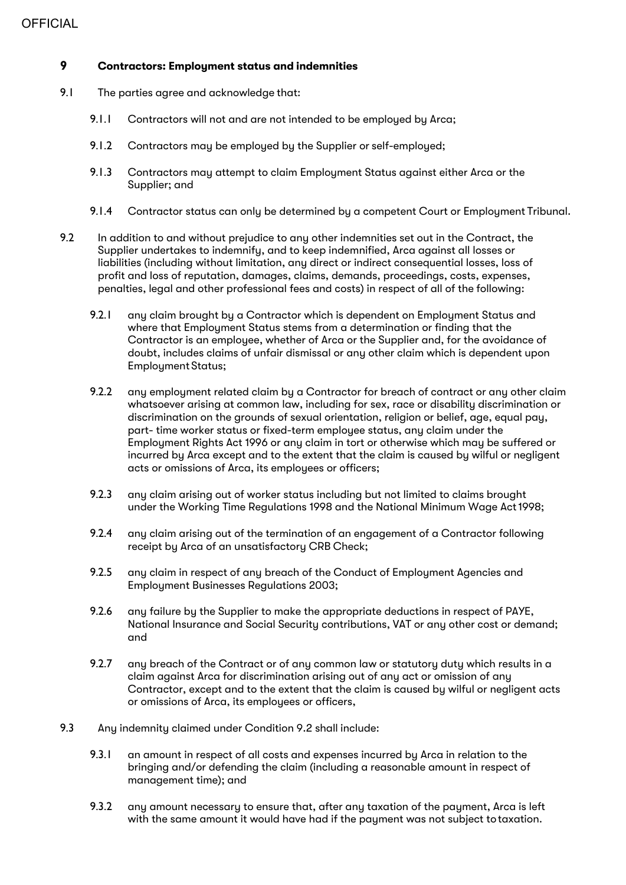## 9 Contractors: Employment status and indemnities

9.1 The parties agree and acknowledge that:

9.1.1 Contractors will not and are not intended to be employed by Arca;

9.1.2 Contractors may be employed by the Supplier or self-employed;

9.1.3 Contractors may attempt to claim Employment Status against either Arca or the Supplier; and

9.1.4 Contractor status can only be determined by a competent Court or Employment Tribunal.

9.2 In addition to and without prejudice to any other indemnities set out in the Contract, the Supplier undertakes to indemnify, and to keep indemnified, Arca against all losses or liabilities (including without limitation, any direct or indirect consequential losses, loss of profit and loss of reputation, damages, claims, demands, proceedings, costs, expenses, penalties, legal and other professional fees and costs) in respect of all of the following:

9.2.1 any claim brought by a Contractor which is dependent on Employment Status and where that Employment Status stems from a determination or finding that the Contractor is an employee, whether of Arca or the Supplier and, for the avoidance of doubt, includes claims of unfair dismissal or any other claim which is dependent upon Employment Status;

9.2.2 any employment related claim by a Contractor for breach of contract or any other claim whatsoever arising at common law, including for sex, race or disability discrimination or discrimination on the grounds of sexual orientation, religion or belief, age, equal pay, part- time worker status or fixed-term employee status, any claim under the Employment Rights Act 1996 or any claim in tort or otherwise which may be suffered or incurred by Arca except and to the extent that the claim is caused by wilful or negligent acts or omissions of Arca, its employees or officers;

9.2.3 any claim arising out of worker status including but not limited to claims brought under the Working Time Regulations 1998 and the National Minimum Wage Act 1998;

9.2.4 any claim arising out of the termination of an engagement of a Contractor following receipt by Arca of an unsatisfactory CRB Check;

9.2.5 any claim in respect of any breach of the Conduct of Employment Agencies and Employment Businesses Regulations 2003;

9.2.6 any failure by the Supplier to make the appropriate deductions in respect of PAYE, National Insurance and Social Security contributions, VAT or any other cost or demand; and

9.2.7 any breach of the Contract or of any common law or statutory duty which results in a claim against Arca for discrimination arising out of any act or omission of any Contractor, except and to the extent that the claim is caused by wilful or negligent acts or omissions of Arca, its employees or officers,

9.3 Any indemnity claimed under Condition 9.2 shall include:

9.3.1 an amount in respect of all costs and expenses incurred by Arca in relation to the bringing and/or defending the claim (including a reasonable amount in respect of management time); and

9.3.2 any amount necessary to ensure that, after any taxation of the payment, Arca is left with the same amount it would have had if the payment was not subject to taxation.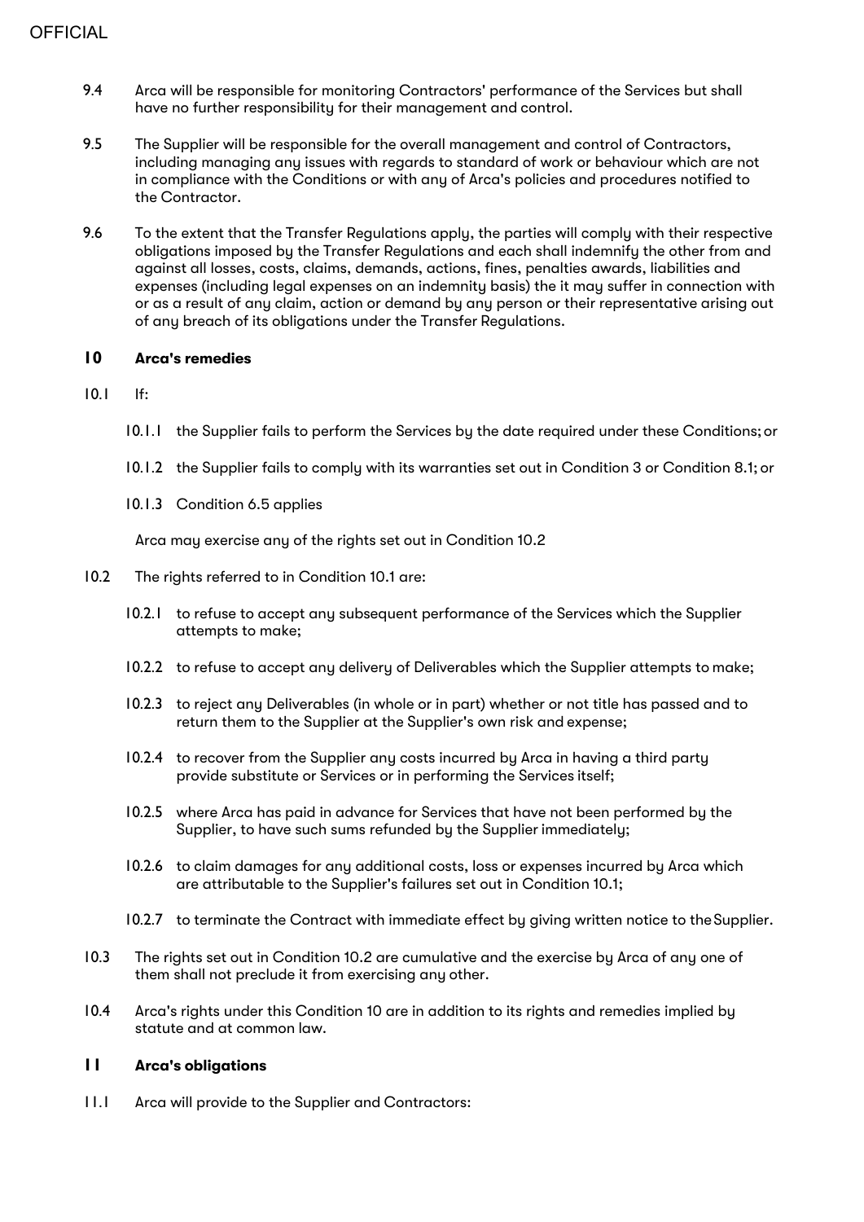9.4 Arca will be responsible for monitoring Contractors' performance of the Services but shall have no further responsibility for their management and control.

9.5 The Supplier will be responsible for the overall management and control of Contractors, including managing any issues with regards to standard of work or behaviour which are not in compliance with the Conditions or with any of Arca's policies and procedures notified to the Contractor.

9.6 To the extent that the Transfer Regulations apply, the parties will comply with their respective obligations imposed by the Transfer Regulations and each shall indemnify the other from and against all losses, costs, claims, demands, actions, fines, penalties awards, liabilities and expenses (including legal expenses on an indemnity basis) the it may suffer in connection with or as a result of any claim, action or demand by any person or their representative arising out of any breach of its obligations under the Transfer Regulations.

## 10 Arca's remedies

10.1 If:

10.1.1 the Supplier fails to perform the Services by the date required under these Conditions; or

10.1.2 the Supplier fails to comply with its warranties set out in Condition 3 or Condition 8.1; or

10.1.3 Condition 6.5 applies

Arca may exercise any of the rights set out in Condition 10.2

10.2 The rights referred to in Condition 10.1 are:

10.2.1 to refuse to accept any subsequent performance of the Services which the Supplier attempts to make;

10.2.2 to refuse to accept any delivery of Deliverables which the Supplier attempts to make;

10.2.3 to reject any Deliverables (in whole or in part) whether or not title has passed and to return them to the Supplier at the Supplier's own risk and expense;

10.2.4 to recover from the Supplier any costs incurred by Arca in having a third party provide substitute or Services or in performing the Services itself;

10.2.5 where Arca has paid in advance for Services that have not been performed by the Supplier, to have such sums refunded by the Supplier immediately;

10.2.6 to claim damages for any additional costs, loss or expenses incurred by Arca which are attributable to the Supplier's failures set out in Condition 10.1;

10.2.7 to terminate the Contract with immediate effect by giving written notice to the Supplier.

10.3 The rights set out in Condition 10.2 are cumulative and the exercise by Arca of any one of them shall not preclude it from exercising any other.

10.4 Arca's rights under this Condition 10 are in addition to its rights and remedies implied by statute and at common law.

## 11 Arca's obligations

11.1 Arca will provide to the Supplier and Contractors: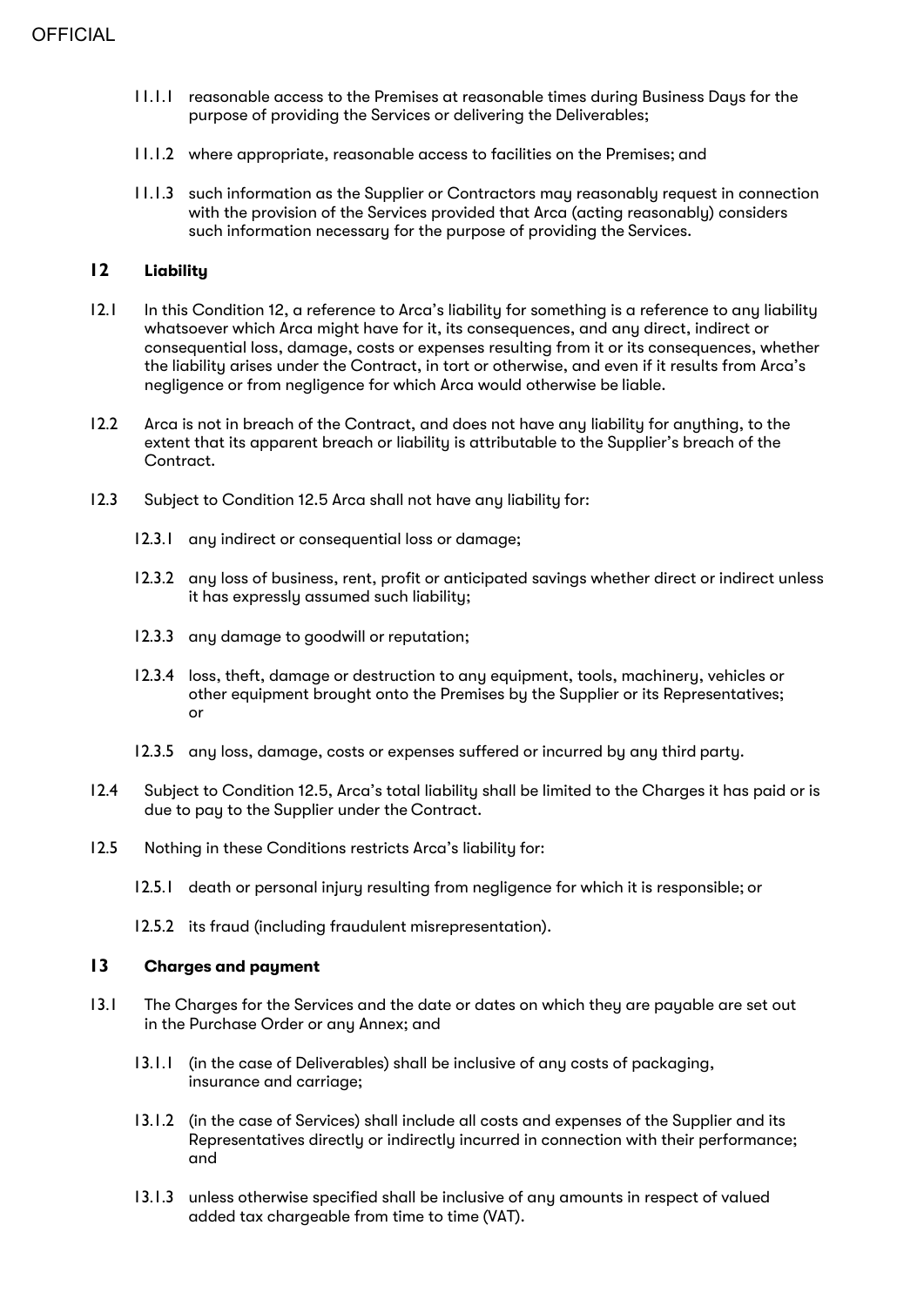11.1.1 reasonable access to the Premises at reasonable times during Business Days for the purpose of providing the Services or delivering the Deliverables;

11.1.2 where appropriate, reasonable access to facilities on the Premises; and

11.1.3 such information as the Supplier or Contractors may reasonably request in connection with the provision of the Services provided that Arca (acting reasonably) considers such information necessary for the purpose of providing the Services.

## 12 Liability

12.1 In this Condition 12, a reference to Arca's liability for something is a reference to any liability whatsoever which Arca might have for it, its consequences, and any direct, indirect or consequential loss, damage, costs or expenses resulting from it or its consequences, whether the liability arises under the Contract, in tort or otherwise, and even if it results from Arca's negligence or from negligence for which Arca would otherwise be liable.

12.2 Arca is not in breach of the Contract, and does not have any liability for anything, to the extent that its apparent breach or liability is attributable to the Supplier's breach of the Contract.

12.3 Subject to Condition 12.5 Arca shall not have any liability for:

12.3.1 any indirect or consequential loss or damage;

12.3.2 any loss of business, rent, profit or anticipated savings whether direct or indirect unless it has expressly assumed such liability;

12.3.3 any damage to goodwill or reputation;

12.3.4 loss, theft, damage or destruction to any equipment, tools, machinery, vehicles or other equipment brought onto the Premises by the Supplier or its Representatives; or

12.3.5 any loss, damage, costs or expenses suffered or incurred by any third party.

12.4 Subject to Condition 12.5, Arca's total liability shall be limited to the Charges it has paid or is due to pay to the Supplier under the Contract.

12.5 Nothing in these Conditions restricts Arca's liability for:

12.5.1 death or personal injury resulting from negligence for which it is responsible; or

12.5.2 its fraud (including fraudulent misrepresentation).

## 13 Charges and payment

13.1 The Charges for the Services and the date or dates on which they are payable are set out in the Purchase Order or any Annex; and

13.1.1 (in the case of Deliverables) shall be inclusive of any costs of packaging, insurance and carriage;

13.1.2 (in the case of Services) shall include all costs and expenses of the Supplier and its Representatives directly or indirectly incurred in connection with their performance; and

13.1.3 unless otherwise specified shall be inclusive of any amounts in respect of valued added tax chargeable from time to time (VAT).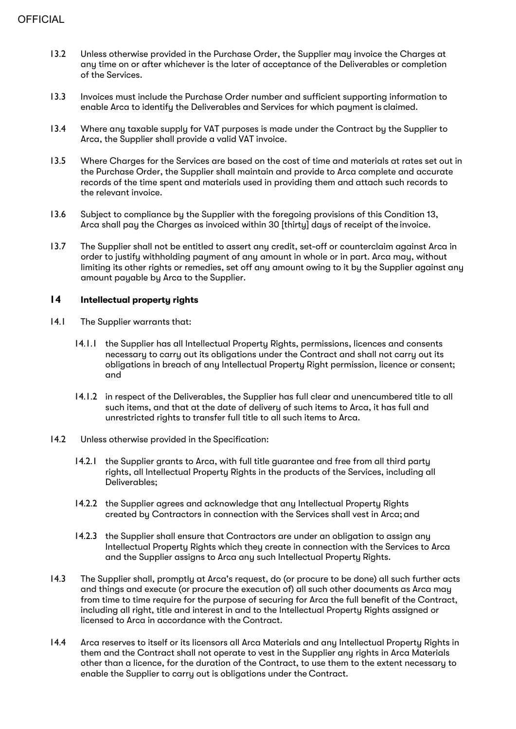13.2 Unless otherwise provided in the Purchase Order, the Supplier may invoice the Charges at any time on or after whichever is the later of acceptance of the Deliverables or completion of the Services.

13.3 Invoices must include the Purchase Order number and sufficient supporting information to enable Arca to identify the Deliverables and Services for which payment is claimed.

13.4 Where any taxable supply for VAT purposes is made under the Contract by the Supplier to Arca, the Supplier shall provide a valid VAT invoice.

13.5 Where Charges for the Services are based on the cost of time and materials at rates set out in the Purchase Order, the Supplier shall maintain and provide to Arca complete and accurate records of the time spent and materials used in providing them and attach such records to the relevant invoice.

13.6 Subject to compliance by the Supplier with the foregoing provisions of this Condition 13, Arca shall pay the Charges as invoiced within 30 [thirty] days of receipt of the invoice.

13.7 The Supplier shall not be entitled to assert any credit, set-off or counterclaim against Arca in order to justify withholding payment of any amount in whole or in part. Arca may, without limiting its other rights or remedies, set off any amount owing to it by the Supplier against any amount payable by Arca to the Supplier.

## 14 Intellectual property rights

14.1 The Supplier warrants that:

14.1.1 the Supplier has all Intellectual Property Rights, permissions, licences and consents necessary to carry out its obligations under the Contract and shall not carry out its obligations in breach of any Intellectual Property Right permission, licence or consent; and

14.1.2 in respect of the Deliverables, the Supplier has full clear and unencumbered title to all such items, and that at the date of delivery of such items to Arca, it has full and unrestricted rights to transfer full title to all such items to Arca.

14.2 Unless otherwise provided in the Specification:

14.2.1 the Supplier grants to Arca, with full title guarantee and free from all third party rights, all Intellectual Property Rights in the products of the Services, including all Deliverables;

14.2.2 the Supplier agrees and acknowledge that any Intellectual Property Rights created by Contractors in connection with the Services shall vest in Arca; and

14.2.3 the Supplier shall ensure that Contractors are under an obligation to assign any Intellectual Property Rights which they create in connection with the Services to Arca and the Supplier assigns to Arca any such Intellectual Property Rights.

14.3 The Supplier shall, promptly at Arca's request, do (or procure to be done) all such further acts and things and execute (or procure the execution of) all such other documents as Arca may from time to time require for the purpose of securing for Arca the full benefit of the Contract, including all right, title and interest in and to the Intellectual Property Rights assigned or licensed to Arca in accordance with the Contract.

14.4 Arca reserves to itself or its licensors all Arca Materials and any Intellectual Property Rights in them and the Contract shall not operate to vest in the Supplier any rights in Arca Materials other than a licence, for the duration of the Contract, to use them to the extent necessary to enable the Supplier to carry out is obligations under the Contract.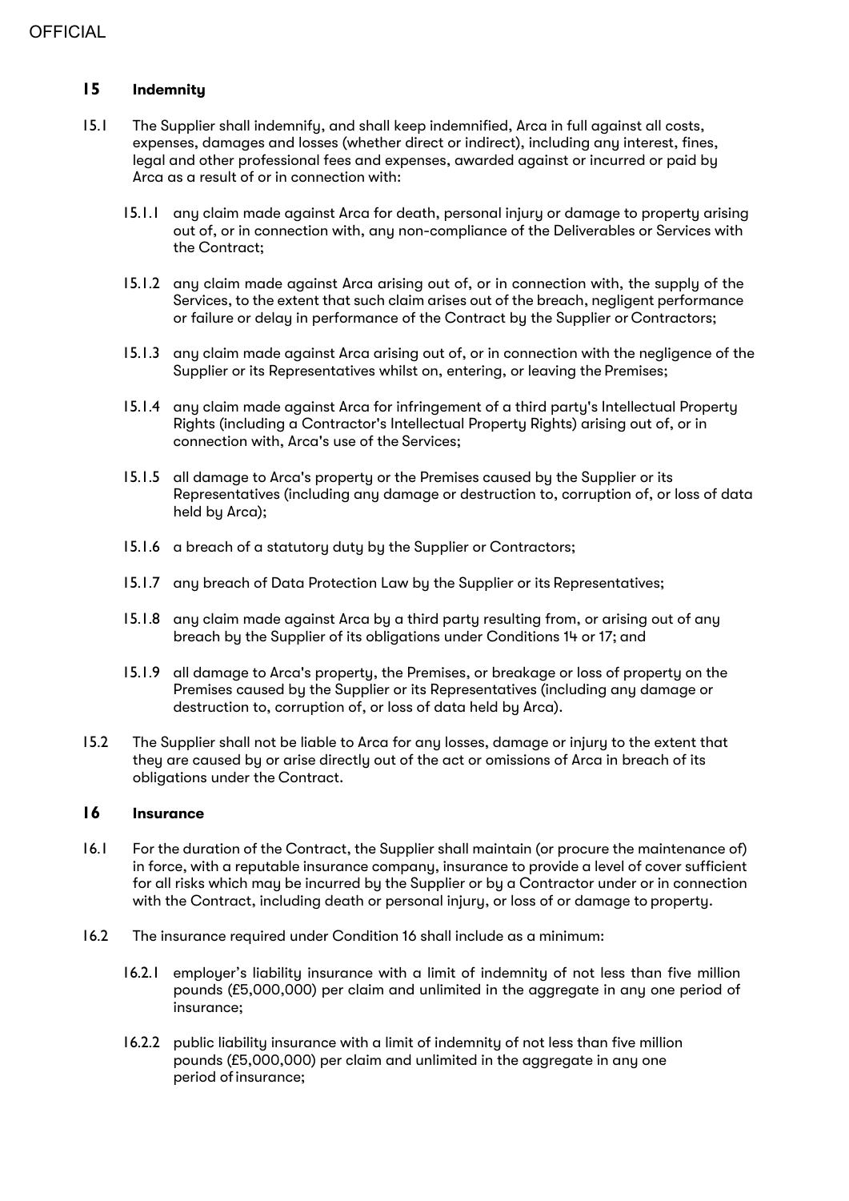## 15 Indemnity

15.1 The Supplier shall indemnify, and shall keep indemnified, Arca in full against all costs, expenses, damages and losses (whether direct or indirect), including any interest, fines, legal and other professional fees and expenses, awarded against or incurred or paid by Arca as a result of or in connection with:

15.1.1 any claim made against Arca for death, personal injury or damage to property arising out of, or in connection with, any non-compliance of the Deliverables or Services with the Contract;

15.1.2 any claim made against Arca arising out of, or in connection with, the supply of the Services, to the extent that such claim arises out of the breach, negligent performance or failure or delay in performance of the Contract by the Supplier or Contractors;

15.1.3 any claim made against Arca arising out of, or in connection with the negligence of the Supplier or its Representatives whilst on, entering, or leaving the Premises;

15.1.4 any claim made against Arca for infringement of a third party's Intellectual Property Rights (including a Contractor's Intellectual Property Rights) arising out of, or in connection with, Arca's use of the Services;

15.1.5 all damage to Arca's property or the Premises caused by the Supplier or its Representatives (including any damage or destruction to, corruption of, or loss of data held by Arca);

15.1.6 a breach of a statutory duty by the Supplier or Contractors;

15.1.7 any breach of Data Protection Law by the Supplier or its Representatives;

15.1.8 any claim made against Arca by a third party resulting from, or arising out of any breach by the Supplier of its obligations under Conditions 14 or 17; and

15.1.9 all damage to Arca's property, the Premises, or breakage or loss of property on the Premises caused by the Supplier or its Representatives (including any damage or destruction to, corruption of, or loss of data held by Arca).

15.2 The Supplier shall not be liable to Arca for any losses, damage or injury to the extent that they are caused by or arise directly out of the act or omissions of Arca in breach of its obligations under the Contract.

## 16 Insurance

16.1 For the duration of the Contract, the Supplier shall maintain (or procure the maintenance of) in force, with a reputable insurance company, insurance to provide a level of cover sufficient for all risks which may be incurred by the Supplier or by a Contractor under or in connection with the Contract, including death or personal injury, or loss of or damage to property.

16.2 The insurance required under Condition 16 shall include as a minimum:

16.2.1 employer's liability insurance with a limit of indemnity of not less than five million pounds (£5,000,000) per claim and unlimited in the aggregate in any one period of insurance;

16.2.2 public liability insurance with a limit of indemnity of not less than five million pounds (£5,000,000) per claim and unlimited in the aggregate in any one period of insurance;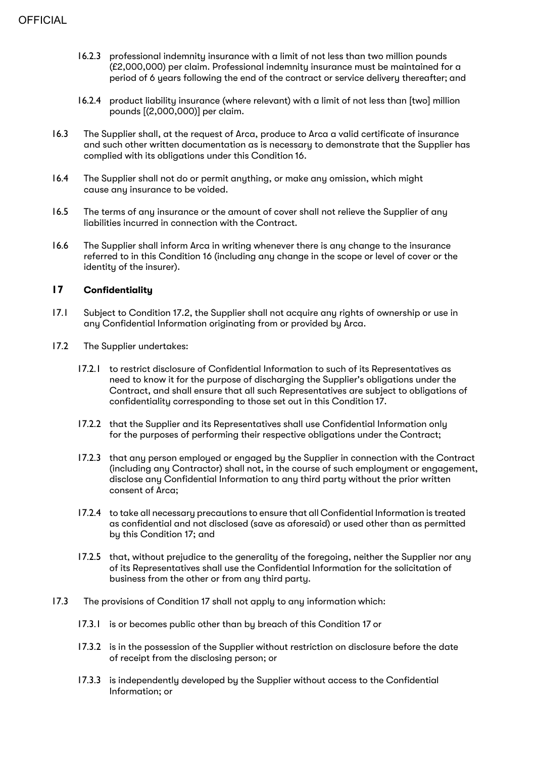16.2.3 professional indemnity insurance with a limit of not less than two million pounds (£2,000,000) per claim. Professional indemnity insurance must be maintained for a period of 6 years following the end of the contract or service delivery thereafter; and

16.2.4 product liability insurance (where relevant) with a limit of not less than [two] million pounds [(2,000,000)] per claim.

16.3 The Supplier shall, at the request of Arca, produce to Arca a valid certificate of insurance and such other written documentation as is necessary to demonstrate that the Supplier has complied with its obligations under this Condition 16.

16.4 The Supplier shall not do or permit anything, or make any omission, which might cause any insurance to be voided.

16.5 The terms of any insurance or the amount of cover shall not relieve the Supplier of any liabilities incurred in connection with the Contract.

16.6 The Supplier shall inform Arca in writing whenever there is any change to the insurance referred to in this Condition 16 (including any change in the scope or level of cover or the identity of the insurer).

## 17 Confidentiality

17.1 Subject to Condition 17.2, the Supplier shall not acquire any rights of ownership or use in any Confidential Information originating from or provided by Arca.

17.2 The Supplier undertakes:

17.2.1 to restrict disclosure of Confidential Information to such of its Representatives as need to know it for the purpose of discharging the Supplier's obligations under the Contract, and shall ensure that all such Representatives are subject to obligations of confidentiality corresponding to those set out in this Condition 17.

17.2.2 that the Supplier and its Representatives shall use Confidential Information only for the purposes of performing their respective obligations under the Contract;

17.2.3 that any person employed or engaged by the Supplier in connection with the Contract (including any Contractor) shall not, in the course of such employment or engagement, disclose any Confidential Information to any third party without the prior written consent of Arca;

17.2.4 to take all necessary precautions to ensure that all Confidential Information is treated as confidential and not disclosed (save as aforesaid) or used other than as permitted by this Condition 17; and

17.2.5 that, without prejudice to the generality of the foregoing, neither the Supplier nor any of its Representatives shall use the Confidential Information for the solicitation of business from the other or from any third party.

17.3 The provisions of Condition 17 shall not apply to any information which:

17.3.1 is or becomes public other than by breach of this Condition 17 or

17.3.2 is in the possession of the Supplier without restriction on disclosure before the date of receipt from the disclosing person; or

17.3.3 is independently developed by the Supplier without access to the Confidential Information; or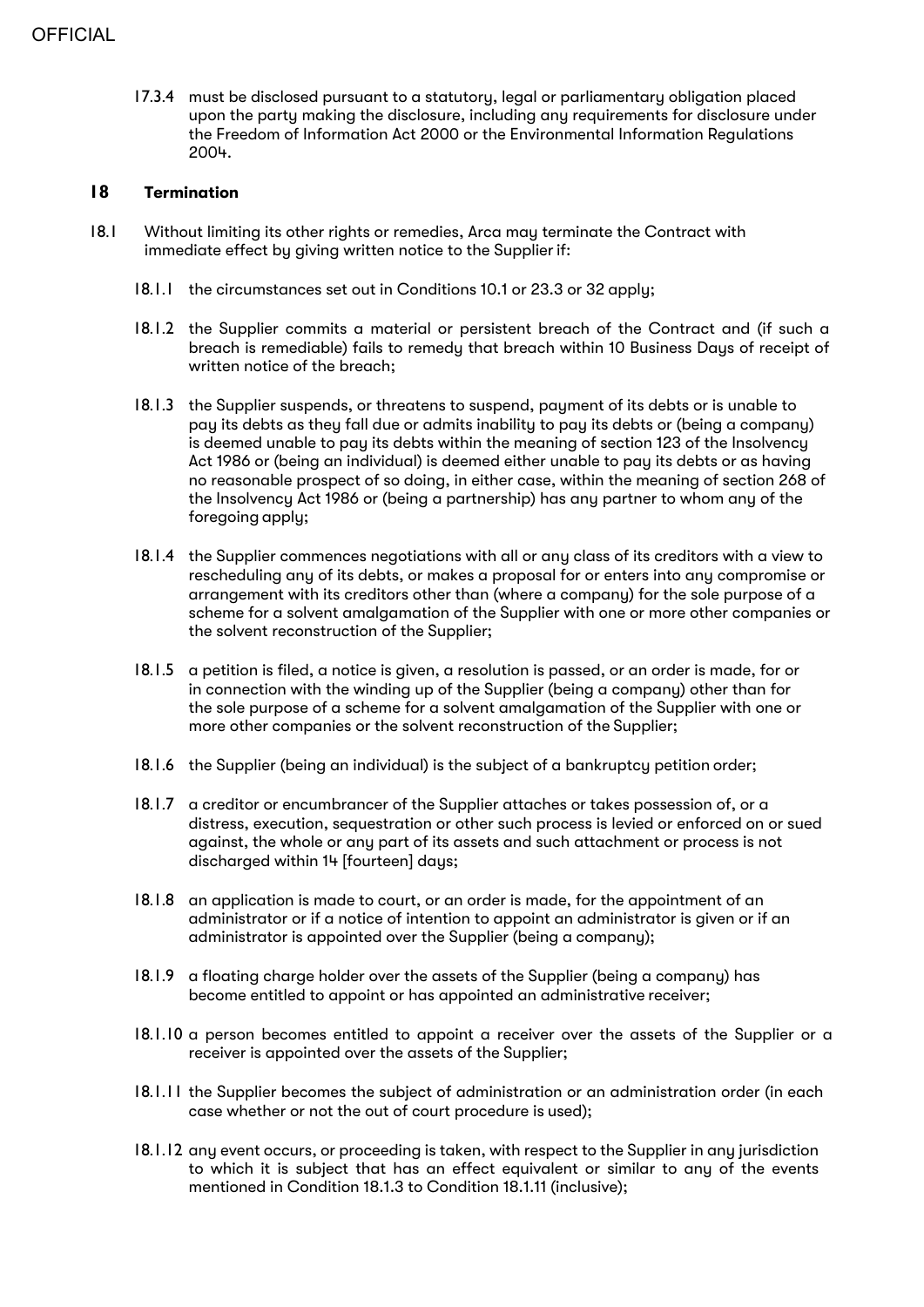17.3.4 must be disclosed pursuant to a statutory, legal or parliamentary obligation placed upon the party making the disclosure, including any requirements for disclosure under the Freedom of Information Act 2000 or the Environmental Information Regulations 2004.

## 18 Termination

18.1 Without limiting its other rights or remedies, Arca may terminate the Contract with immediate effect by giving written notice to the Supplier if:

18.1.1 the circumstances set out in Conditions 10.1 or 23.3 or 32 apply;

18.1.2 the Supplier commits a material or persistent breach of the Contract and (if such a breach is remediable) fails to remedy that breach within 10 Business Days of receipt of written notice of the breach;

18.1.3 the Supplier suspends, or threatens to suspend, payment of its debts or is unable to pay its debts as they fall due or admits inability to pay its debts or (being a company) is deemed unable to pay its debts within the meaning of section 123 of the Insolvency Act 1986 or (being an individual) is deemed either unable to pay its debts or as having no reasonable prospect of so doing, in either case, within the meaning of section 268 of the Insolvency Act 1986 or (being a partnership) has any partner to whom any of the foregoing apply;

18.1.4 the Supplier commences negotiations with all or any class of its creditors with a view to rescheduling any of its debts, or makes a proposal for or enters into any compromise or arrangement with its creditors other than (where a company) for the sole purpose of a scheme for a solvent amalgamation of the Supplier with one or more other companies or the solvent reconstruction of the Supplier;

18.1.5 a petition is filed, a notice is given, a resolution is passed, or an order is made, for or in connection with the winding up of the Supplier (being a company) other than for the sole purpose of a scheme for a solvent amalgamation of the Supplier with one or more other companies or the solvent reconstruction of the Supplier;

18.1.6 the Supplier (being an individual) is the subject of a bankruptcy petition order;

18.1.7 a creditor or encumbrancer of the Supplier attaches or takes possession of, or a distress, execution, sequestration or other such process is levied or enforced on or sued against, the whole or any part of its assets and such attachment or process is not discharged within 14 [fourteen] days;

18.1.8 an application is made to court, or an order is made, for the appointment of an administrator or if a notice of intention to appoint an administrator is given or if an administrator is appointed over the Supplier (being a company);

18.1.9 a floating charge holder over the assets of the Supplier (being a company) has become entitled to appoint or has appointed an administrative receiver;

18.1.10 a person becomes entitled to appoint a receiver over the assets of the Supplier or a receiver is appointed over the assets of the Supplier;

18.1.11 the Supplier becomes the subject of administration or an administration order (in each case whether or not the out of court procedure is used);

18.1.12 any event occurs, or proceeding is taken, with respect to the Supplier in any jurisdiction to which it is subject that has an effect equivalent or similar to any of the events mentioned in Condition 18.1.3 to Condition 18.1.11 (inclusive);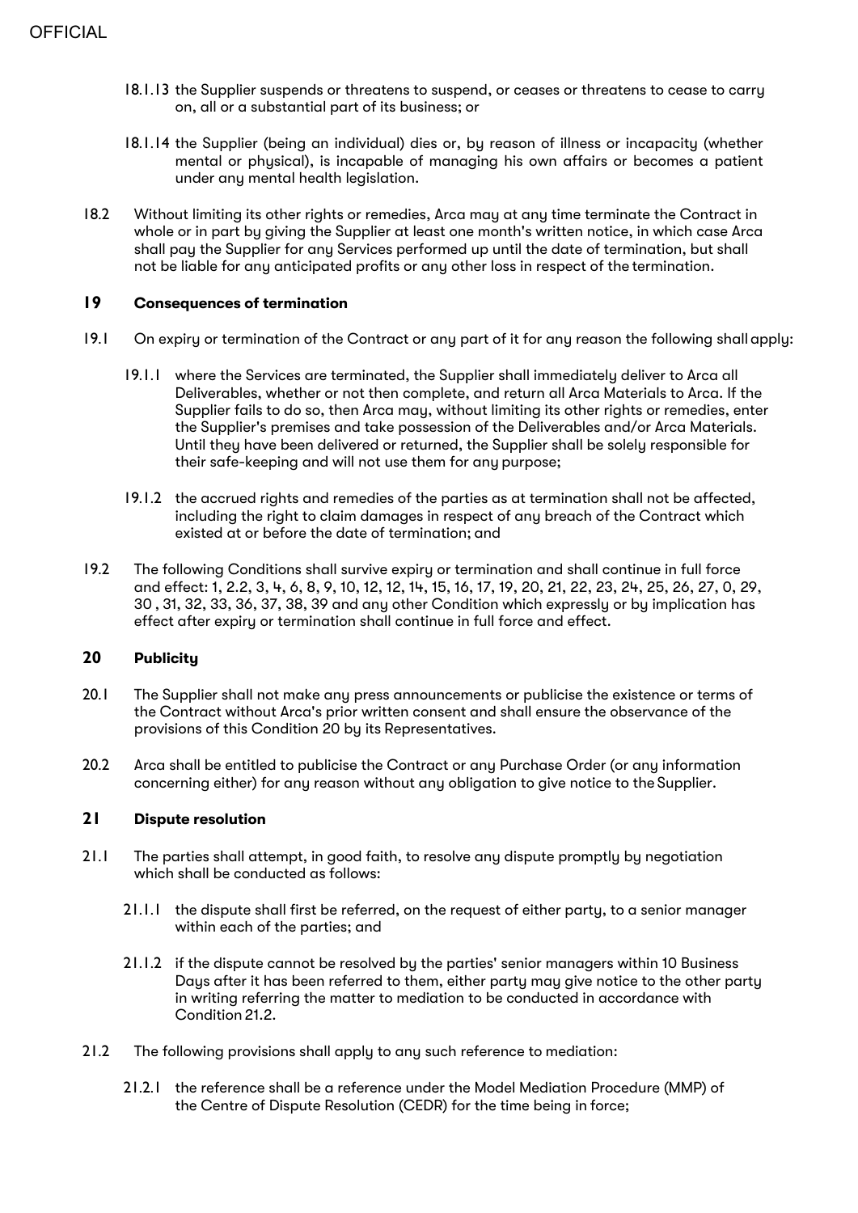18.1.13 the Supplier suspends or threatens to suspend, or ceases or threatens to cease to carry on, all or a substantial part of its business; or

18.1.14 the Supplier (being an individual) dies or, by reason of illness or incapacity (whether mental or physical), is incapable of managing his own affairs or becomes a patient under any mental health legislation.

18.2 Without limiting its other rights or remedies, Arca may at any time terminate the Contract in whole or in part by giving the Supplier at least one month's written notice, in which case Arca shall pay the Supplier for any Services performed up until the date of termination, but shall not be liable for any anticipated profits or any other loss in respect of the termination.

## 19 Consequences of termination

19.1 On expiry or termination of the Contract or any part of it for any reason the following shall apply:

19.1.1 where the Services are terminated, the Supplier shall immediately deliver to Arca all Deliverables, whether or not then complete, and return all Arca Materials to Arca. If the Supplier fails to do so, then Arca may, without limiting its other rights or remedies, enter the Supplier's premises and take possession of the Deliverables and/or Arca Materials. Until they have been delivered or returned, the Supplier shall be solely responsible for their safe-keeping and will not use them for any purpose;

19.1.2 the accrued rights and remedies of the parties as at termination shall not be affected, including the right to claim damages in respect of any breach of the Contract which existed at or before the date of termination; and

19.2 The following Conditions shall survive expiry or termination and shall continue in full force and effect: 1, 2.2, 3, 4, 6, 8, 9, 10, 12, 12, 14, 15, 16, 17, 19, 20, 21, 22, 23, 24, 25, 26, 27, 0, 29, 30 , 31, 32, 33, 36, 37, 38, 39 and any other Condition which expressly or by implication has effect after expiry or termination shall continue in full force and effect.

## 20 Publicity

20.1 The Supplier shall not make any press announcements or publicise the existence or terms of the Contract without Arca's prior written consent and shall ensure the observance of the provisions of this Condition 20 by its Representatives.

20.2 Arca shall be entitled to publicise the Contract or any Purchase Order (or any information concerning either) for any reason without any obligation to give notice to the Supplier.

## 21 Dispute resolution

21.1 The parties shall attempt, in good faith, to resolve any dispute promptly by negotiation which shall be conducted as follows:

21.1.1 the dispute shall first be referred, on the request of either party, to a senior manager within each of the parties; and

21.1.2 if the dispute cannot be resolved by the parties' senior managers within 10 Business Days after it has been referred to them, either party may give notice to the other party in writing referring the matter to mediation to be conducted in accordance with Condition 21.2.

21.2 The following provisions shall apply to any such reference to mediation:

21.2.1 the reference shall be a reference under the Model Mediation Procedure (MMP) of the Centre of Dispute Resolution (CEDR) for the time being in force;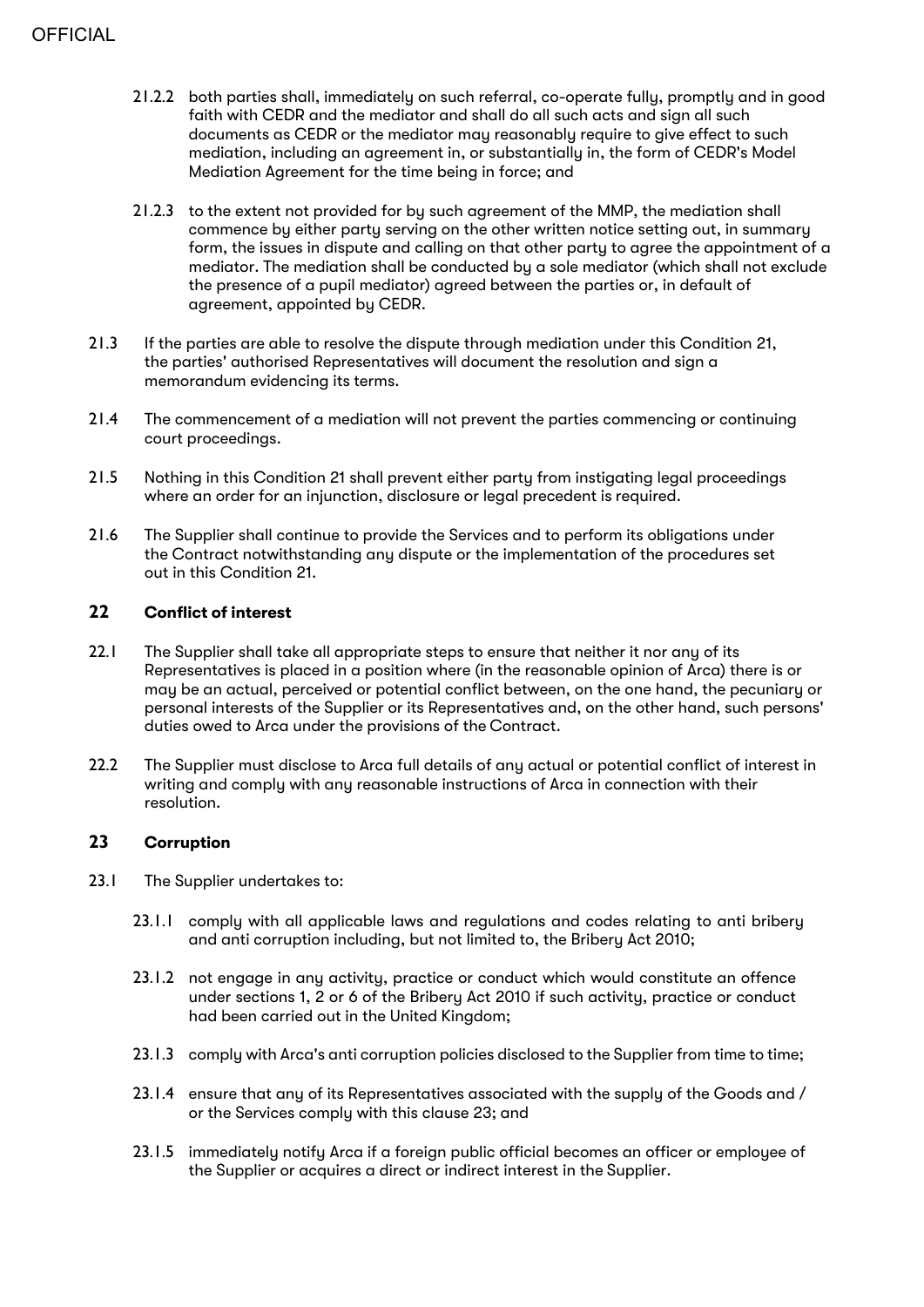21.2.2 both parties shall, immediately on such referral, co-operate fully, promptly and in good faith with CEDR and the mediator and shall do all such acts and sign all such documents as CEDR or the mediator may reasonably require to give effect to such mediation, including an agreement in, or substantially in, the form of CEDR's Model Mediation Agreement for the time being in force; and

21.2.3 to the extent not provided for by such agreement of the MMP, the mediation shall commence by either party serving on the other written notice setting out, in summary form, the issues in dispute and calling on that other party to agree the appointment of a mediator. The mediation shall be conducted by a sole mediator (which shall not exclude the presence of a pupil mediator) agreed between the parties or, in default of agreement, appointed by CEDR.

21.3 If the parties are able to resolve the dispute through mediation under this Condition 21, the parties' authorised Representatives will document the resolution and sign a memorandum evidencing its terms.

21.4 The commencement of a mediation will not prevent the parties commencing or continuing court proceedings.

21.5 Nothing in this Condition 21 shall prevent either party from instigating legal proceedings where an order for an injunction, disclosure or legal precedent is required.

21.6 The Supplier shall continue to provide the Services and to perform its obligations under the Contract notwithstanding any dispute or the implementation of the procedures set out in this Condition 21.

## 22 Conflict of interest

22.1 The Supplier shall take all appropriate steps to ensure that neither it nor any of its Representatives is placed in a position where (in the reasonable opinion of Arca) there is or may be an actual, perceived or potential conflict between, on the one hand, the pecuniary or personal interests of the Supplier or its Representatives and, on the other hand, such persons' duties owed to Arca under the provisions of the Contract.

22.2 The Supplier must disclose to Arca full details of any actual or potential conflict of interest in writing and comply with any reasonable instructions of Arca in connection with their resolution.

## 23 Corruption

23.1 The Supplier undertakes to:

23.1.1 comply with all applicable laws and regulations and codes relating to anti bribery and anti corruption including, but not limited to, the Bribery Act 2010;

23.1.2 not engage in any activity, practice or conduct which would constitute an offence under sections 1, 2 or 6 of the Bribery Act 2010 if such activity, practice or conduct had been carried out in the United Kingdom;

23.1.3 comply with Arca's anti corruption policies disclosed to the Supplier from time to time;

23.1.4 ensure that any of its Representatives associated with the supply of the Goods and / or the Services comply with this clause 23; and

23.1.5 immediately notify Arca if a foreign public official becomes an officer or employee of the Supplier or acquires a direct or indirect interest in the Supplier.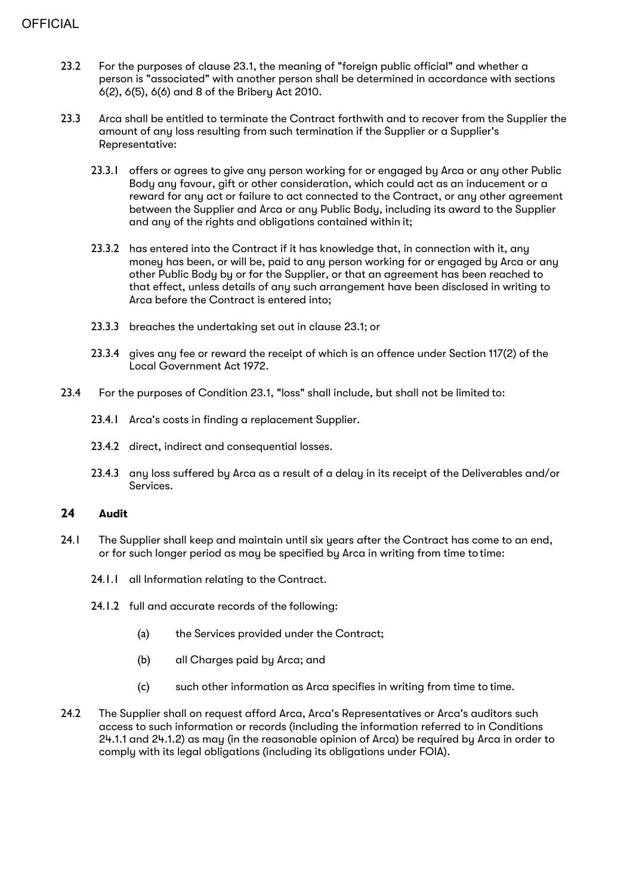23.2 For the purposes of clause 23.1, the meaning of "foreign public official" and whether a person is "associated" with another person shall be determined in accordance with sections 6(2), 6(5), 6(6) and 8 of the Bribery Act 2010.

23.3 Arca shall be entitled to terminate the Contract forthwith and to recover from the Supplier the amount of any loss resulting from such termination if the Supplier or a Supplier's Representative:

23.3.1 offers or agrees to give any person working for or engaged by Arca or any other Public Body any favour, gift or other consideration, which could act as an inducement or a reward for any act or failure to act connected to the Contract, or any other agreement between the Supplier and Arca or any Public Body, including its award to the Supplier and any of the rights and obligations contained within it;

23.3.2 has entered into the Contract if it has knowledge that, in connection with it, any money has been, or will be, paid to any person working for or engaged by Arca or any other Public Body by or for the Supplier, or that an agreement has been reached to that effect, unless details of any such arrangement have been disclosed in writing to Arca before the Contract is entered into;

23.3.3 breaches the undertaking set out in clause 23.1; or

23.3.4 gives any fee or reward the receipt of which is an offence under Section 117(2) of the Local Government Act 1972.

23.4 For the purposes of Condition 23.1, "loss" shall include, but shall not be limited to:

23.4.1 Arca's costs in finding a replacement Supplier.

23.4.2 direct, indirect and consequential losses.

23.4.3 any loss suffered by Arca as a result of a delay in its receipt of the Deliverables and/or Services.

## 24 Audit

24.1 The Supplier shall keep and maintain until six years after the Contract has come to an end, or for such longer period as may be specified by Arca in writing from time to time:

24.1.1 all Information relating to the Contract.

24.1.2 full and accurate records of the following:

(a) the Services provided under the Contract;

(b) all Charges paid by Arca; and

(c) such other information as Arca specifies in writing from time to time.

24.2 The Supplier shall on request afford Arca, Arca's Representatives or Arca's auditors such access to such information or records (including the information referred to in Conditions 24.1.1 and 24.1.2) as may (in the reasonable opinion of Arca) be required by Arca in order to comply with its legal obligations (including its obligations under FOIA).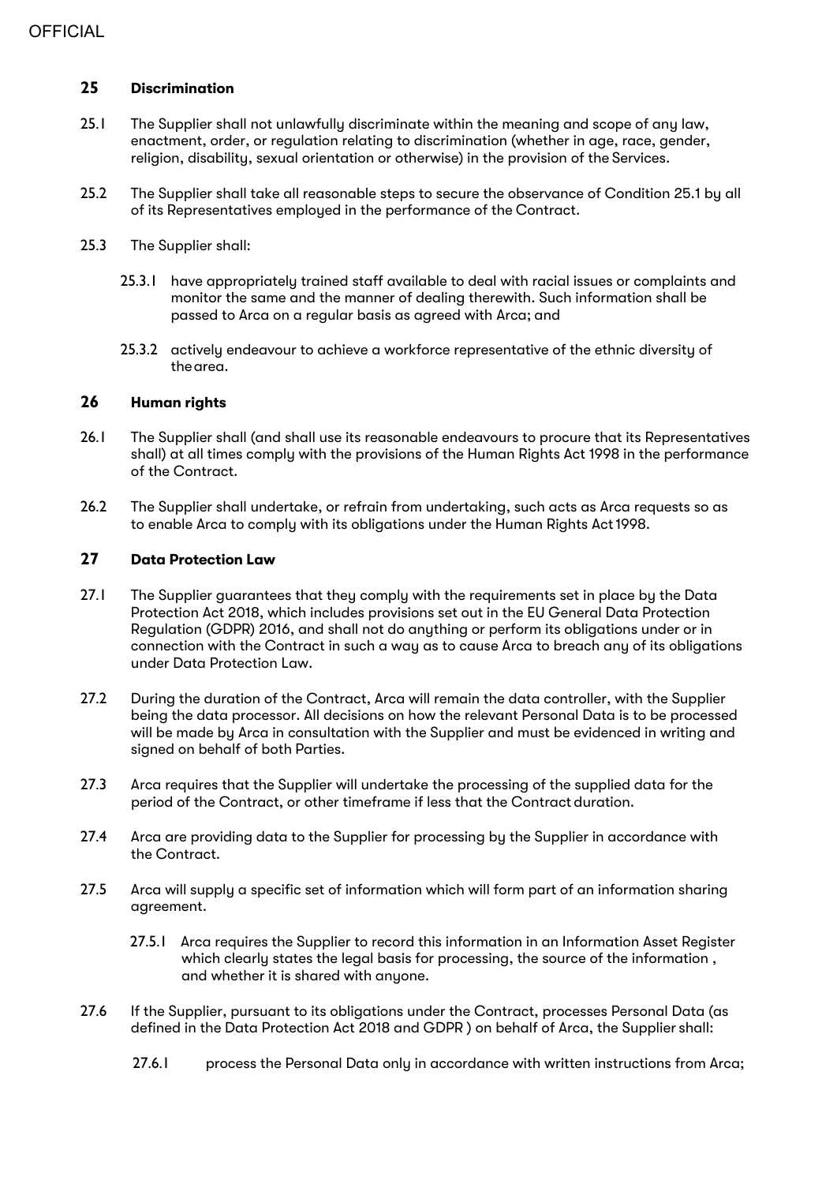## 25 Discrimination

25.1 The Supplier shall not unlawfully discriminate within the meaning and scope of any law, enactment, order, or regulation relating to discrimination (whether in age, race, gender, religion, disability, sexual orientation or otherwise) in the provision of the Services.

25.2 The Supplier shall take all reasonable steps to secure the observance of Condition 25.1 by all of its Representatives employed in the performance of the Contract.

25.3 The Supplier shall:

25.3.1 have appropriately trained staff available to deal with racial issues or complaints and monitor the same and the manner of dealing therewith. Such information shall be passed to Arca on a regular basis as agreed with Arca; and

25.3.2 actively endeavour to achieve a workforce representative of the ethnic diversity of the area.

## 26 Human rights

26.1 The Supplier shall (and shall use its reasonable endeavours to procure that its Representatives shall) at all times comply with the provisions of the Human Rights Act 1998 in the performance of the Contract.

26.2 The Supplier shall undertake, or refrain from undertaking, such acts as Arca requests so as to enable Arca to comply with its obligations under the Human Rights Act 1998.

## 27 Data Protection Law

27.1 The Supplier guarantees that they comply with the requirements set in place by the Data Protection Act 2018, which includes provisions set out in the EU General Data Protection Regulation (GDPR) 2016, and shall not do anything or perform its obligations under or in connection with the Contract in such a way as to cause Arca to breach any of its obligations under Data Protection Law.

27.2 During the duration of the Contract, Arca will remain the data controller, with the Supplier being the data processor. All decisions on how the relevant Personal Data is to be processed will be made by Arca in consultation with the Supplier and must be evidenced in writing and signed on behalf of both Parties.

27.3 Arca requires that the Supplier will undertake the processing of the supplied data for the period of the Contract, or other timeframe if less that the Contract duration.

27.4 Arca are providing data to the Supplier for processing by the Supplier in accordance with the Contract.

27.5 Arca will supply a specific set of information which will form part of an information sharing agreement.

27.5.1 Arca requires the Supplier to record this information in an Information Asset Register which clearly states the legal basis for processing, the source of the information , and whether it is shared with anyone.

27.6 If the Supplier, pursuant to its obligations under the Contract, processes Personal Data (as defined in the Data Protection Act 2018 and GDPR ) on behalf of Arca, the Supplier shall:

27.6.1 process the Personal Data only in accordance with written instructions from Arca;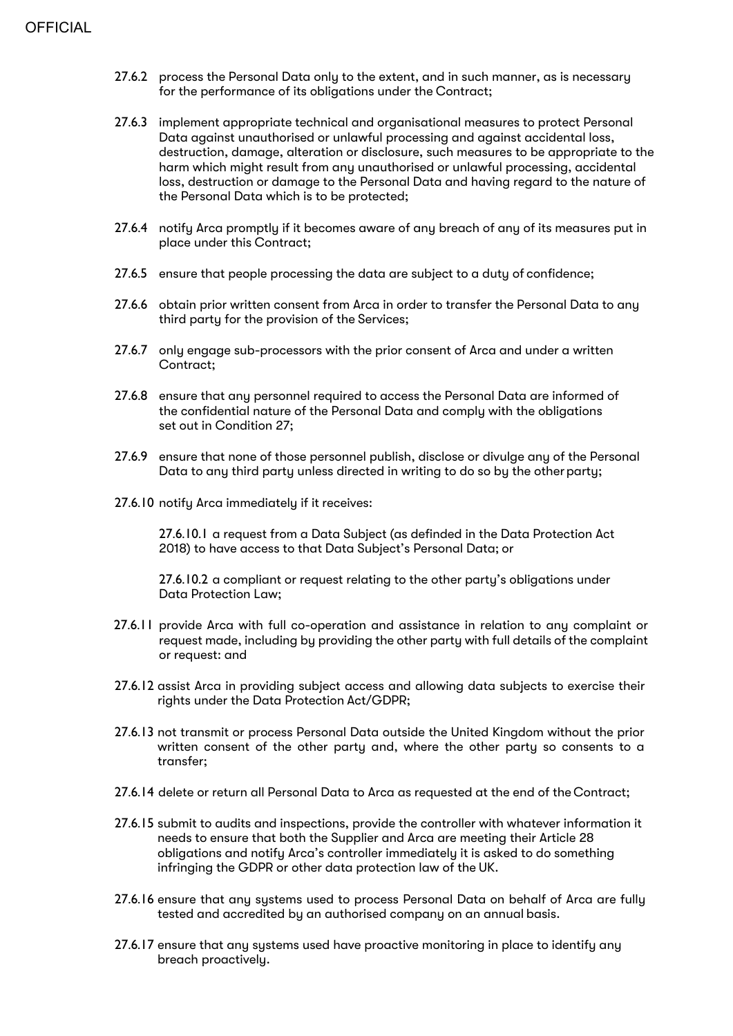27.6.2 process the Personal Data only to the extent, and in such manner, as is necessary for the performance of its obligations under the Contract;

27.6.3 implement appropriate technical and organisational measures to protect Personal Data against unauthorised or unlawful processing and against accidental loss, destruction, damage, alteration or disclosure, such measures to be appropriate to the harm which might result from any unauthorised or unlawful processing, accidental loss, destruction or damage to the Personal Data and having regard to the nature of the Personal Data which is to be protected;

27.6.4 notify Arca promptly if it becomes aware of any breach of any of its measures put in place under this Contract;

27.6.5 ensure that people processing the data are subject to a duty of confidence;

27.6.6 obtain prior written consent from Arca in order to transfer the Personal Data to any third party for the provision of the Services;

27.6.7 only engage sub-processors with the prior consent of Arca and under a written Contract;

27.6.8 ensure that any personnel required to access the Personal Data are informed of the confidential nature of the Personal Data and comply with the obligations set out in Condition 27;

27.6.9 ensure that none of those personnel publish, disclose or divulge any of the Personal Data to any third party unless directed in writing to do so by the other party;

27.6.10 notify Arca immediately if it receives:

27.6.10.1 a request from a Data Subject (as definded in the Data Protection Act 2018) to have access to that Data Subject's Personal Data; or

27.6.10.2 a compliant or request relating to the other party's obligations under Data Protection Law;

27.6.11 provide Arca with full co-operation and assistance in relation to any complaint or request made, including by providing the other party with full details of the complaint or request: and

27.6.12 assist Arca in providing subject access and allowing data subjects to exercise their rights under the Data Protection Act/GDPR;

27.6.13 not transmit or process Personal Data outside the United Kingdom without the prior written consent of the other party and, where the other party so consents to a transfer;

27.6.14 delete or return all Personal Data to Arca as requested at the end of the Contract;

27.6.15 submit to audits and inspections, provide the controller with whatever information it needs to ensure that both the Supplier and Arca are meeting their Article 28 obligations and notify Arca's controller immediately it is asked to do something infringing the GDPR or other data protection law of the UK.

27.6.16 ensure that any systems used to process Personal Data on behalf of Arca are fully tested and accredited by an authorised company on an annual basis.

27.6.17 ensure that any systems used have proactive monitoring in place to identify any breach proactively.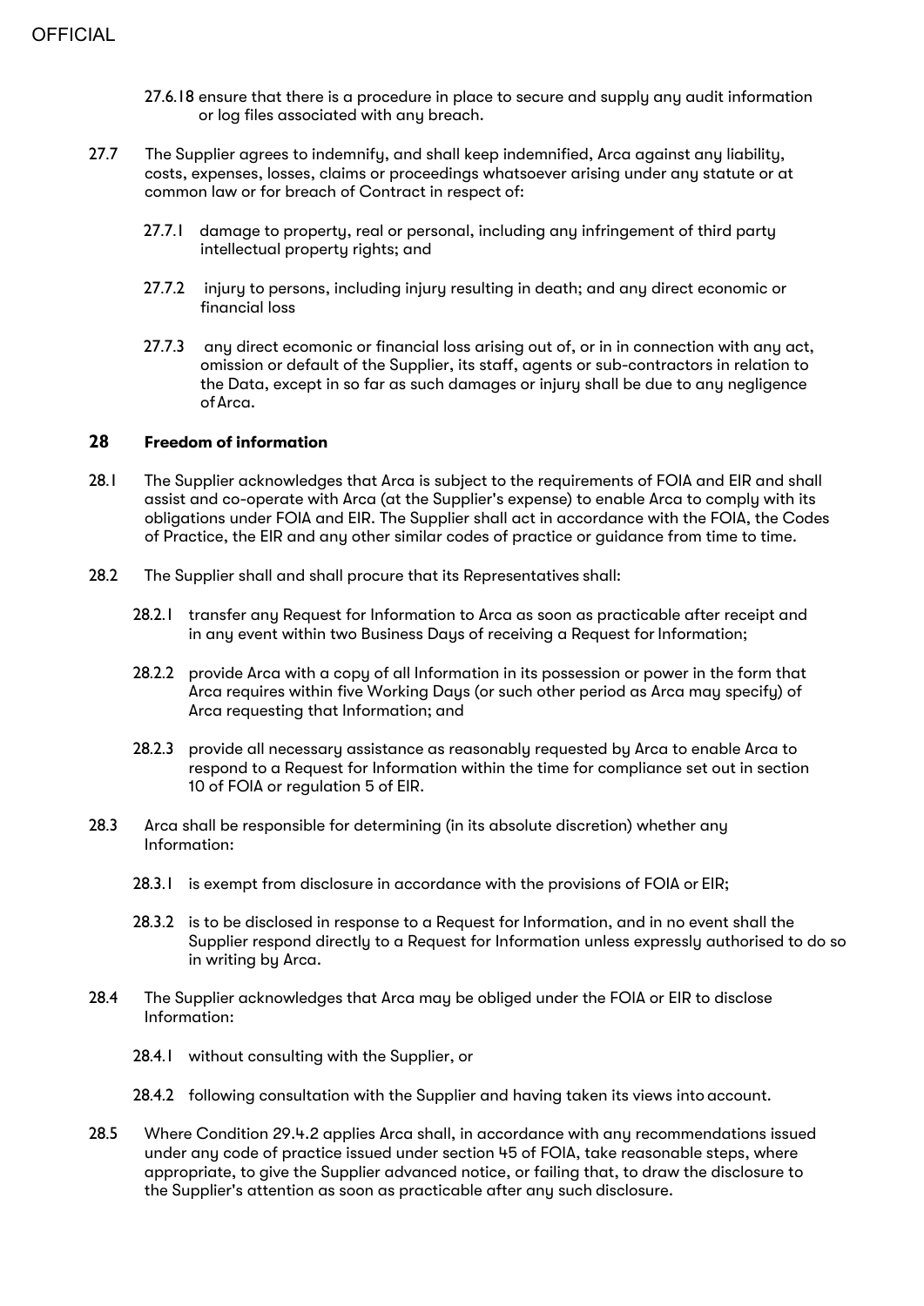27.6.18 ensure that there is a procedure in place to secure and supply any audit information or log files associated with any breach.

27.7 The Supplier agrees to indemnify, and shall keep indemnified, Arca against any liability, costs, expenses, losses, claims or proceedings whatsoever arising under any statute or at common law or for breach of Contract in respect of:

27.7.1 damage to property, real or personal, including any infringement of third party intellectual property rights; and

27.7.2 injury to persons, including injury resulting in death; and any direct economic or financial loss

27.7.3 any direct ecomonic or financial loss arising out of, or in in connection with any act, omission or default of the Supplier, its staff, agents or sub-contractors in relation to the Data, except in so far as such damages or injury shall be due to any negligence of Arca.

## 28 Freedom of information

28.1 The Supplier acknowledges that Arca is subject to the requirements of FOIA and EIR and shall assist and co-operate with Arca (at the Supplier's expense) to enable Arca to comply with its obligations under FOIA and EIR. The Supplier shall act in accordance with the FOIA, the Codes of Practice, the EIR and any other similar codes of practice or guidance from time to time.

28.2 The Supplier shall and shall procure that its Representatives shall:

28.2.1 transfer any Request for Information to Arca as soon as practicable after receipt and in any event within two Business Days of receiving a Request for Information;

28.2.2 provide Arca with a copy of all Information in its possession or power in the form that Arca requires within five Working Days (or such other period as Arca may specify) of Arca requesting that Information; and

28.2.3 provide all necessary assistance as reasonably requested by Arca to enable Arca to respond to a Request for Information within the time for compliance set out in section 10 of FOIA or regulation 5 of EIR.

28.3 Arca shall be responsible for determining (in its absolute discretion) whether any Information:

28.3.1 is exempt from disclosure in accordance with the provisions of FOIA or EIR;

28.3.2 is to be disclosed in response to a Request for Information, and in no event shall the Supplier respond directly to a Request for Information unless expressly authorised to do so in writing by Arca.

28.4 The Supplier acknowledges that Arca may be obliged under the FOIA or EIR to disclose Information:

28.4.1 without consulting with the Supplier, or

28.4.2 following consultation with the Supplier and having taken its views into account.

28.5 Where Condition 29.4.2 applies Arca shall, in accordance with any recommendations issued under any code of practice issued under section 45 of FOIA, take reasonable steps, where appropriate, to give the Supplier advanced notice, or failing that, to draw the disclosure to the Supplier's attention as soon as practicable after any such disclosure.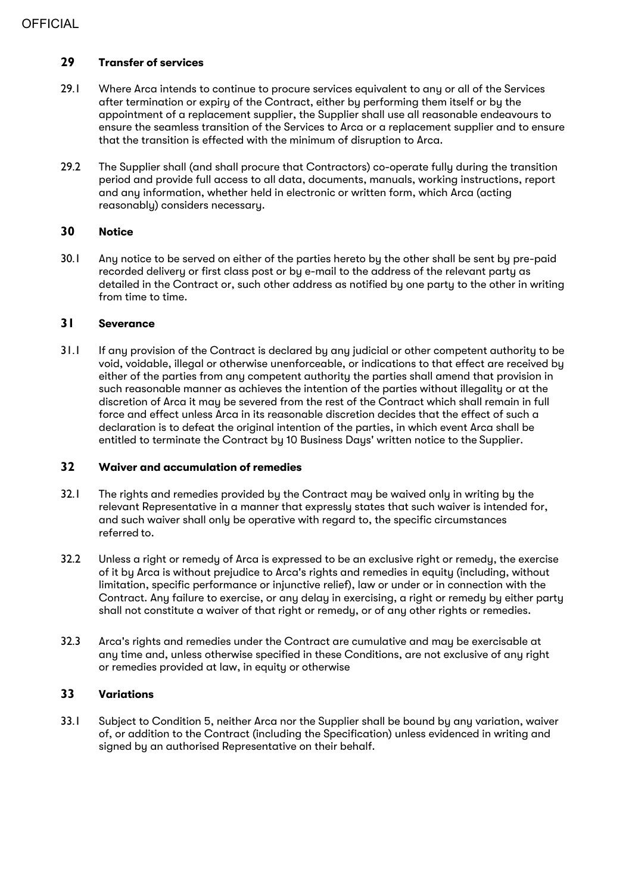## 29 Transfer of services

29.1 Where Arca intends to continue to procure services equivalent to any or all of the Services after termination or expiry of the Contract, either by performing them itself or by the appointment of a replacement supplier, the Supplier shall use all reasonable endeavours to ensure the seamless transition of the Services to Arca or a replacement supplier and to ensure that the transition is effected with the minimum of disruption to Arca.

29.2 The Supplier shall (and shall procure that Contractors) co-operate fully during the transition period and provide full access to all data, documents, manuals, working instructions, report and any information, whether held in electronic or written form, which Arca (acting reasonably) considers necessary.

## 30 Notice

30.1 Any notice to be served on either of the parties hereto by the other shall be sent by pre-paid recorded delivery or first class post or by e-mail to the address of the relevant party as detailed in the Contract or, such other address as notified by one party to the other in writing from time to time.

## 31 Severance

31.1 If any provision of the Contract is declared by any judicial or other competent authority to be void, voidable, illegal or otherwise unenforceable, or indications to that effect are received by either of the parties from any competent authority the parties shall amend that provision in such reasonable manner as achieves the intention of the parties without illegality or at the discretion of Arca it may be severed from the rest of the Contract which shall remain in full force and effect unless Arca in its reasonable discretion decides that the effect of such a declaration is to defeat the original intention of the parties, in which event Arca shall be entitled to terminate the Contract by 10 Business Days' written notice to the Supplier.

## 32 Waiver and accumulation of remedies

32.1 The rights and remedies provided by the Contract may be waived only in writing by the relevant Representative in a manner that expressly states that such waiver is intended for, and such waiver shall only be operative with regard to, the specific circumstances referred to.

32.2 Unless a right or remedy of Arca is expressed to be an exclusive right or remedy, the exercise of it by Arca is without prejudice to Arca's rights and remedies in equity (including, without limitation, specific performance or injunctive relief), law or under or in connection with the Contract. Any failure to exercise, or any delay in exercising, a right or remedy by either party shall not constitute a waiver of that right or remedy, or of any other rights or remedies.

32.3 Arca's rights and remedies under the Contract are cumulative and may be exercisable at any time and, unless otherwise specified in these Conditions, are not exclusive of any right or remedies provided at law, in equity or otherwise

## 33 Variations

33.1 Subject to Condition 5, neither Arca nor the Supplier shall be bound by any variation, waiver of, or addition to the Contract (including the Specification) unless evidenced in writing and signed by an authorised Representative on their behalf.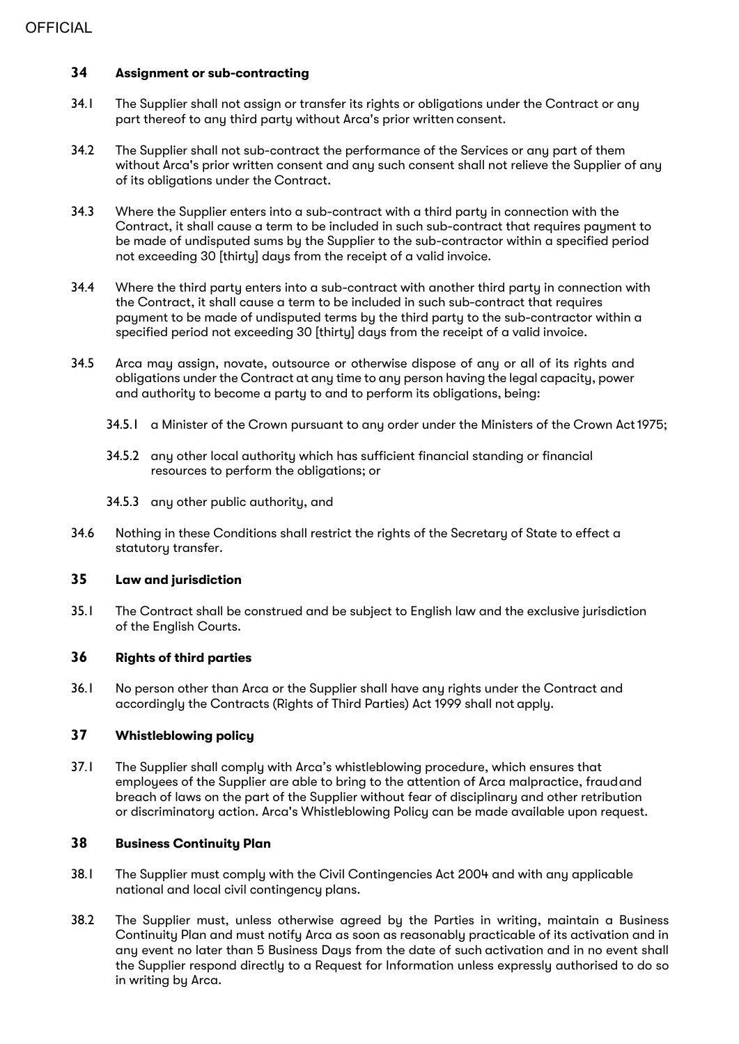## 34 Assignment or sub-contracting

34.1 The Supplier shall not assign or transfer its rights or obligations under the Contract or any part thereof to any third party without Arca's prior written consent.

34.2 The Supplier shall not sub-contract the performance of the Services or any part of them without Arca's prior written consent and any such consent shall not relieve the Supplier of any of its obligations under the Contract.

34.3 Where the Supplier enters into a sub-contract with a third party in connection with the Contract, it shall cause a term to be included in such sub-contract that requires payment to be made of undisputed sums by the Supplier to the sub-contractor within a specified period not exceeding 30 [thirty] days from the receipt of a valid invoice.

34.4 Where the third party enters into a sub-contract with another third party in connection with the Contract, it shall cause a term to be included in such sub-contract that requires payment to be made of undisputed terms by the third party to the sub-contractor within a specified period not exceeding 30 [thirty] days from the receipt of a valid invoice.

34.5 Arca may assign, novate, outsource or otherwise dispose of any or all of its rights and obligations under the Contract at any time to any person having the legal capacity, power and authority to become a party to and to perform its obligations, being:

34.5.1 a Minister of the Crown pursuant to any order under the Ministers of the Crown Act 1975;

34.5.2 any other local authority which has sufficient financial standing or financial resources to perform the obligations; or

34.5.3 any other public authority, and

34.6 Nothing in these Conditions shall restrict the rights of the Secretary of State to effect a statutory transfer.

## 35 Law and jurisdiction

35.1 The Contract shall be construed and be subject to English law and the exclusive jurisdiction of the English Courts.

## 36 Rights of third parties

36.1 No person other than Arca or the Supplier shall have any rights under the Contract and accordingly the Contracts (Rights of Third Parties) Act 1999 shall not apply.

## 37 Whistleblowing policy

37.1 The Supplier shall comply with Arca's whistleblowing procedure, which ensures that employees of the Supplier are able to bring to the attention of Arca malpractice, fraud and breach of laws on the part of the Supplier without fear of disciplinary and other retribution or discriminatory action. Arca's Whistleblowing Policy can be made available upon request.

## 38 Business Continuity Plan

38.1 The Supplier must comply with the Civil Contingencies Act 2004 and with any applicable national and local civil contingency plans.

38.2 The Supplier must, unless otherwise agreed by the Parties in writing, maintain a Business Continuity Plan and must notify Arca as soon as reasonably practicable of its activation and in any event no later than 5 Business Days from the date of such activation and in no event shall the Supplier respond directly to a Request for Information unless expressly authorised to do so in writing by Arca.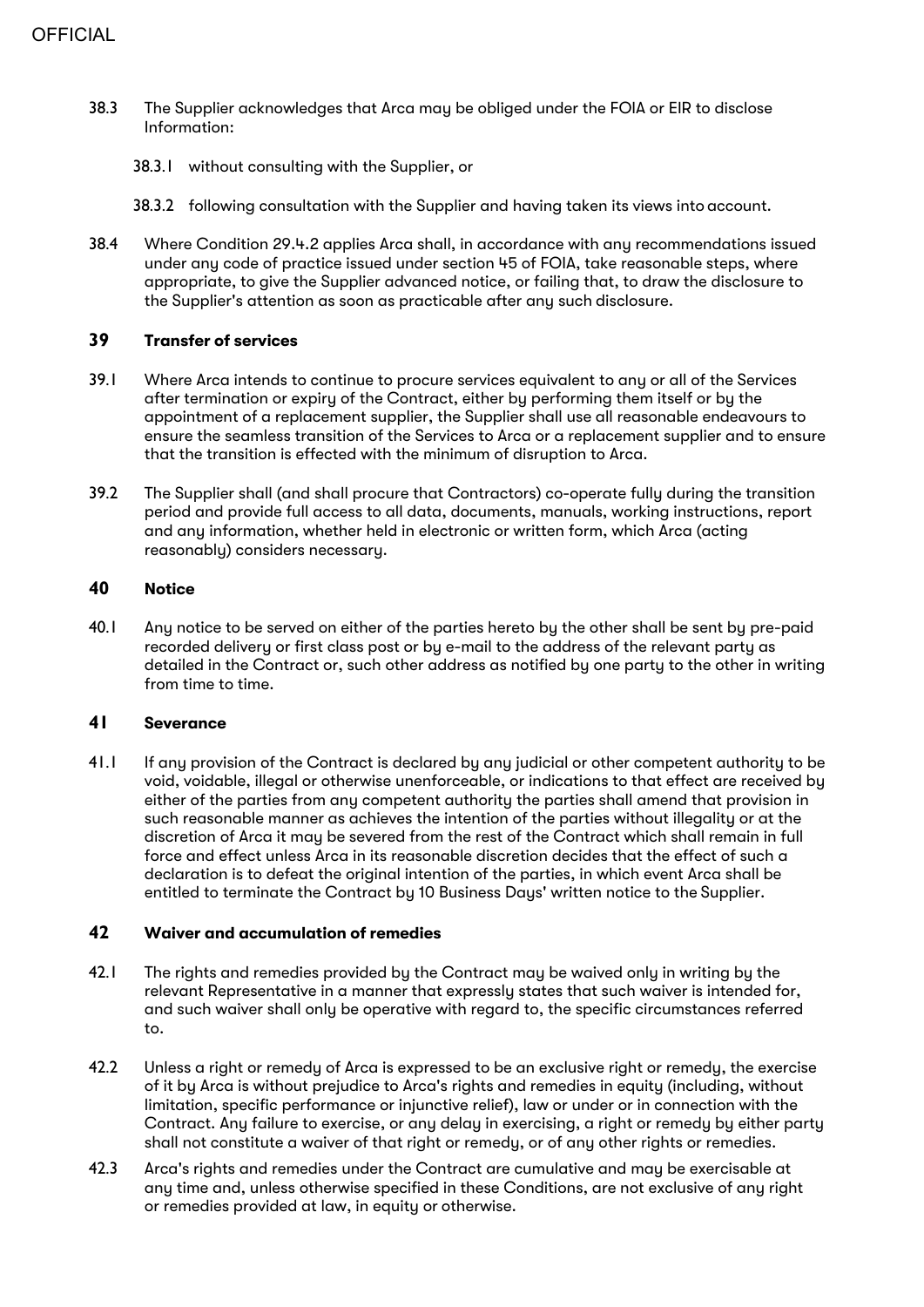38.3 The Supplier acknowledges that Arca may be obliged under the FOIA or EIR to disclose Information:

38.3.1 without consulting with the Supplier, or

38.3.2 following consultation with the Supplier and having taken its views into account.

38.4 Where Condition 29.4.2 applies Arca shall, in accordance with any recommendations issued under any code of practice issued under section 45 of FOIA, take reasonable steps, where appropriate, to give the Supplier advanced notice, or failing that, to draw the disclosure to the Supplier's attention as soon as practicable after any such disclosure.

## 39 Transfer of services

39.1 Where Arca intends to continue to procure services equivalent to any or all of the Services after termination or expiry of the Contract, either by performing them itself or by the appointment of a replacement supplier, the Supplier shall use all reasonable endeavours to ensure the seamless transition of the Services to Arca or a replacement supplier and to ensure that the transition is effected with the minimum of disruption to Arca.

39.2 The Supplier shall (and shall procure that Contractors) co-operate fully during the transition period and provide full access to all data, documents, manuals, working instructions, report and any information, whether held in electronic or written form, which Arca (acting reasonably) considers necessary.

## 40 Notice

40.1 Any notice to be served on either of the parties hereto by the other shall be sent by pre-paid recorded delivery or first class post or by e-mail to the address of the relevant party as detailed in the Contract or, such other address as notified by one party to the other in writing from time to time.

## 41 Severance

41.1 If any provision of the Contract is declared by any judicial or other competent authority to be void, voidable, illegal or otherwise unenforceable, or indications to that effect are received by either of the parties from any competent authority the parties shall amend that provision in such reasonable manner as achieves the intention of the parties without illegality or at the discretion of Arca it may be severed from the rest of the Contract which shall remain in full force and effect unless Arca in its reasonable discretion decides that the effect of such a declaration is to defeat the original intention of the parties, in which event Arca shall be entitled to terminate the Contract by 10 Business Days' written notice to the Supplier.

## 42 Waiver and accumulation of remedies

42.1 The rights and remedies provided by the Contract may be waived only in writing by the relevant Representative in a manner that expressly states that such waiver is intended for, and such waiver shall only be operative with regard to, the specific circumstances referred to.

42.2 Unless a right or remedy of Arca is expressed to be an exclusive right or remedy, the exercise of it by Arca is without prejudice to Arca's rights and remedies in equity (including, without limitation, specific performance or injunctive relief), law or under or in connection with the Contract. Any failure to exercise, or any delay in exercising, a right or remedy by either party shall not constitute a waiver of that right or remedy, or of any other rights or remedies.

42.3 Arca's rights and remedies under the Contract are cumulative and may be exercisable at any time and, unless otherwise specified in these Conditions, are not exclusive of any right or remedies provided at law, in equity or otherwise.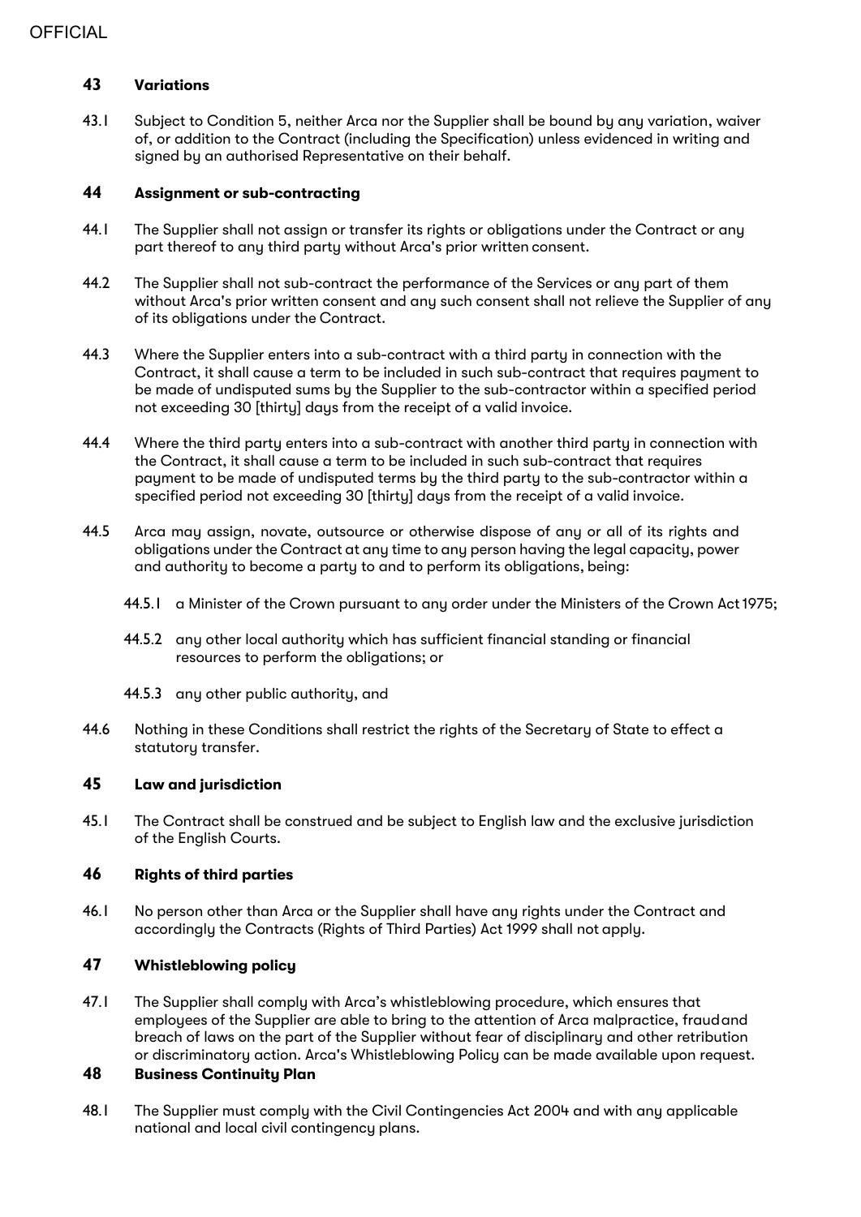## 43 Variations

43.1 Subject to Condition 5, neither Arca nor the Supplier shall be bound by any variation, waiver of, or addition to the Contract (including the Specification) unless evidenced in writing and signed by an authorised Representative on their behalf.

## 44 Assignment or sub-contracting

44.1 The Supplier shall not assign or transfer its rights or obligations under the Contract or any part thereof to any third party without Arca's prior written consent.

44.2 The Supplier shall not sub-contract the performance of the Services or any part of them without Arca's prior written consent and any such consent shall not relieve the Supplier of any of its obligations under the Contract.

44.3 Where the Supplier enters into a sub-contract with a third party in connection with the Contract, it shall cause a term to be included in such sub-contract that requires payment to be made of undisputed sums by the Supplier to the sub-contractor within a specified period not exceeding 30 [thirty] days from the receipt of a valid invoice.

44.4 Where the third party enters into a sub-contract with another third party in connection with the Contract, it shall cause a term to be included in such sub-contract that requires payment to be made of undisputed terms by the third party to the sub-contractor within a specified period not exceeding 30 [thirty] days from the receipt of a valid invoice.

44.5 Arca may assign, novate, outsource or otherwise dispose of any or all of its rights and obligations under the Contract at any time to any person having the legal capacity, power and authority to become a party to and to perform its obligations, being:

44.5.1 a Minister of the Crown pursuant to any order under the Ministers of the Crown Act 1975;

44.5.2 any other local authority which has sufficient financial standing or financial resources to perform the obligations; or

44.5.3 any other public authority, and

44.6 Nothing in these Conditions shall restrict the rights of the Secretary of State to effect a statutory transfer.

## 45 Law and jurisdiction

45.1 The Contract shall be construed and be subject to English law and the exclusive jurisdiction of the English Courts.

## 46 Rights of third parties

46.1 No person other than Arca or the Supplier shall have any rights under the Contract and accordingly the Contracts (Rights of Third Parties) Act 1999 shall not apply.

## 47 Whistleblowing policy

47.1 The Supplier shall comply with Arca's whistleblowing procedure, which ensures that employees of the Supplier are able to bring to the attention of Arca malpractice, fraud and breach of laws on the part of the Supplier without fear of disciplinary and other retribution or discriminatory action. Arca's Whistleblowing Policy can be made available upon request.

## 48 Business Continuity Plan

48.1 The Supplier must comply with the Civil Contingencies Act 2004 and with any applicable national and local civil contingency plans.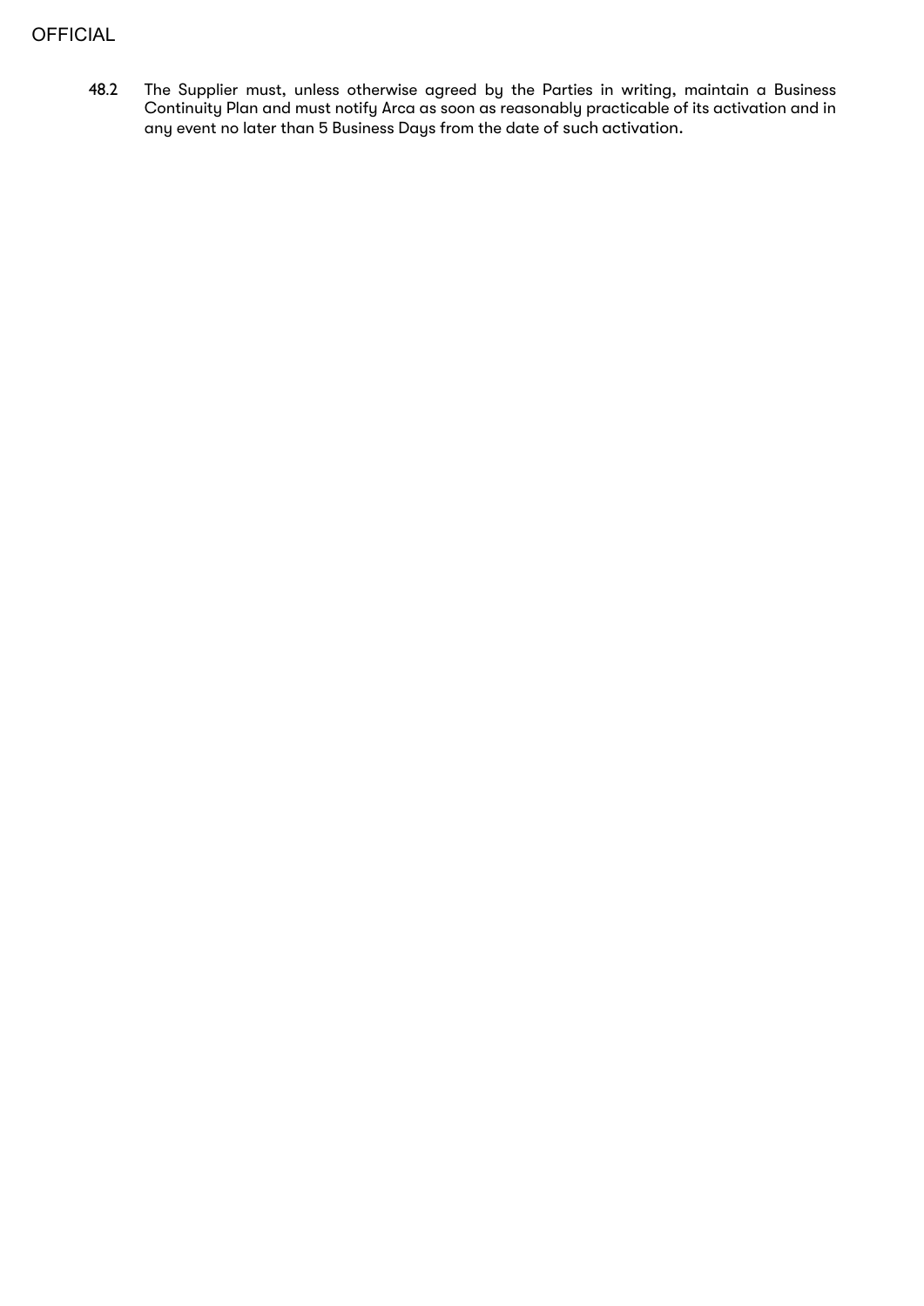48.2 The Supplier must, unless otherwise agreed by the Parties in writing, maintain a Business Continuity Plan and must notify Arca as soon as reasonably practicable of its activation and in any event no later than 5 Business Days from the date of such activation.